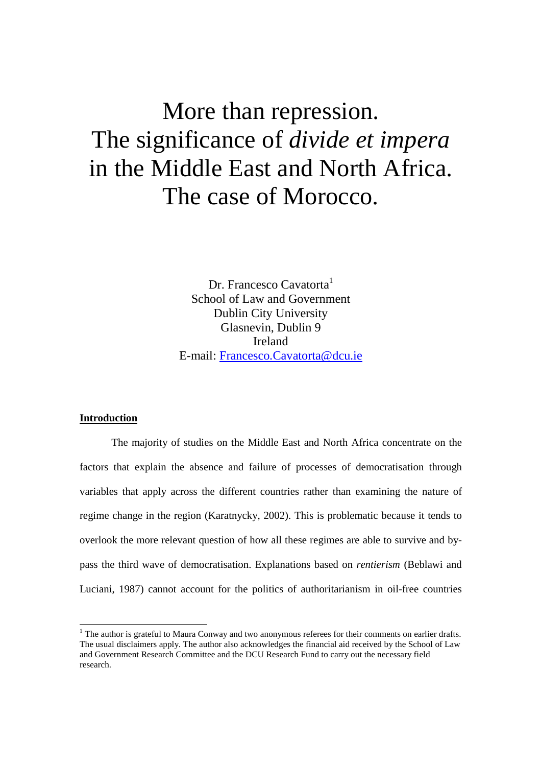# More than repression. The significance of *divide et impera* in the Middle East and North Africa. The case of Morocco.

Dr. Francesco Cavatorta[1]
School of Law and Government
Dublin City University
Glasnevin, Dublin 9
Ireland
E-mail: Francesco.Cavatorta@dcu.ie

## Introduction

The majority of studies on the Middle East and North Africa concentrate on the factors that explain the absence and failure of processes of democratisation through variables that apply across the different countries rather than examining the nature of regime change in the region (Karatnycky, 2002). This is problematic because it tends to overlook the more relevant question of how all these regimes are able to survive and by-pass the third wave of democratisation. Explanations based on *rentierism* (Beblawi and Luciani, 1987) cannot account for the politics of authoritarianism in oil-free countries

[1] The author is grateful to Maura Conway and two anonymous referees for their comments on earlier drafts. The usual disclaimers apply. The author also acknowledges the financial aid received by the School of Law and Government Research Committee and the DCU Research Fund to carry out the necessary field research.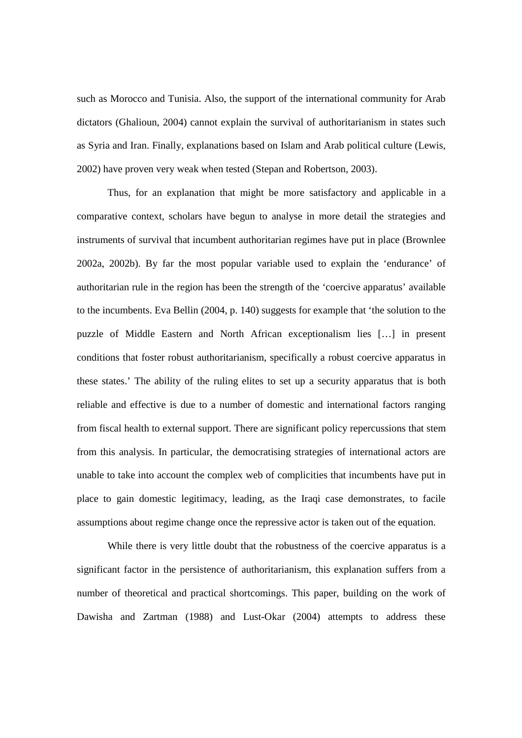such as Morocco and Tunisia. Also, the support of the international community for Arab dictators (Ghalioun, 2004) cannot explain the survival of authoritarianism in states such as Syria and Iran. Finally, explanations based on Islam and Arab political culture (Lewis, 2002) have proven very weak when tested (Stepan and Robertson, 2003).

Thus, for an explanation that might be more satisfactory and applicable in a comparative context, scholars have begun to analyse in more detail the strategies and instruments of survival that incumbent authoritarian regimes have put in place (Brownlee 2002a, 2002b). By far the most popular variable used to explain the 'endurance' of authoritarian rule in the region has been the strength of the 'coercive apparatus' available to the incumbents. Eva Bellin (2004, p. 140) suggests for example that 'the solution to the puzzle of Middle Eastern and North African exceptionalism lies […] in present conditions that foster robust authoritarianism, specifically a robust coercive apparatus in these states.' The ability of the ruling elites to set up a security apparatus that is both reliable and effective is due to a number of domestic and international factors ranging from fiscal health to external support. There are significant policy repercussions that stem from this analysis. In particular, the democratising strategies of international actors are unable to take into account the complex web of complicities that incumbents have put in place to gain domestic legitimacy, leading, as the Iraqi case demonstrates, to facile assumptions about regime change once the repressive actor is taken out of the equation.

While there is very little doubt that the robustness of the coercive apparatus is a significant factor in the persistence of authoritarianism, this explanation suffers from a number of theoretical and practical shortcomings. This paper, building on the work of Dawisha and Zartman (1988) and Lust-Okar (2004) attempts to address these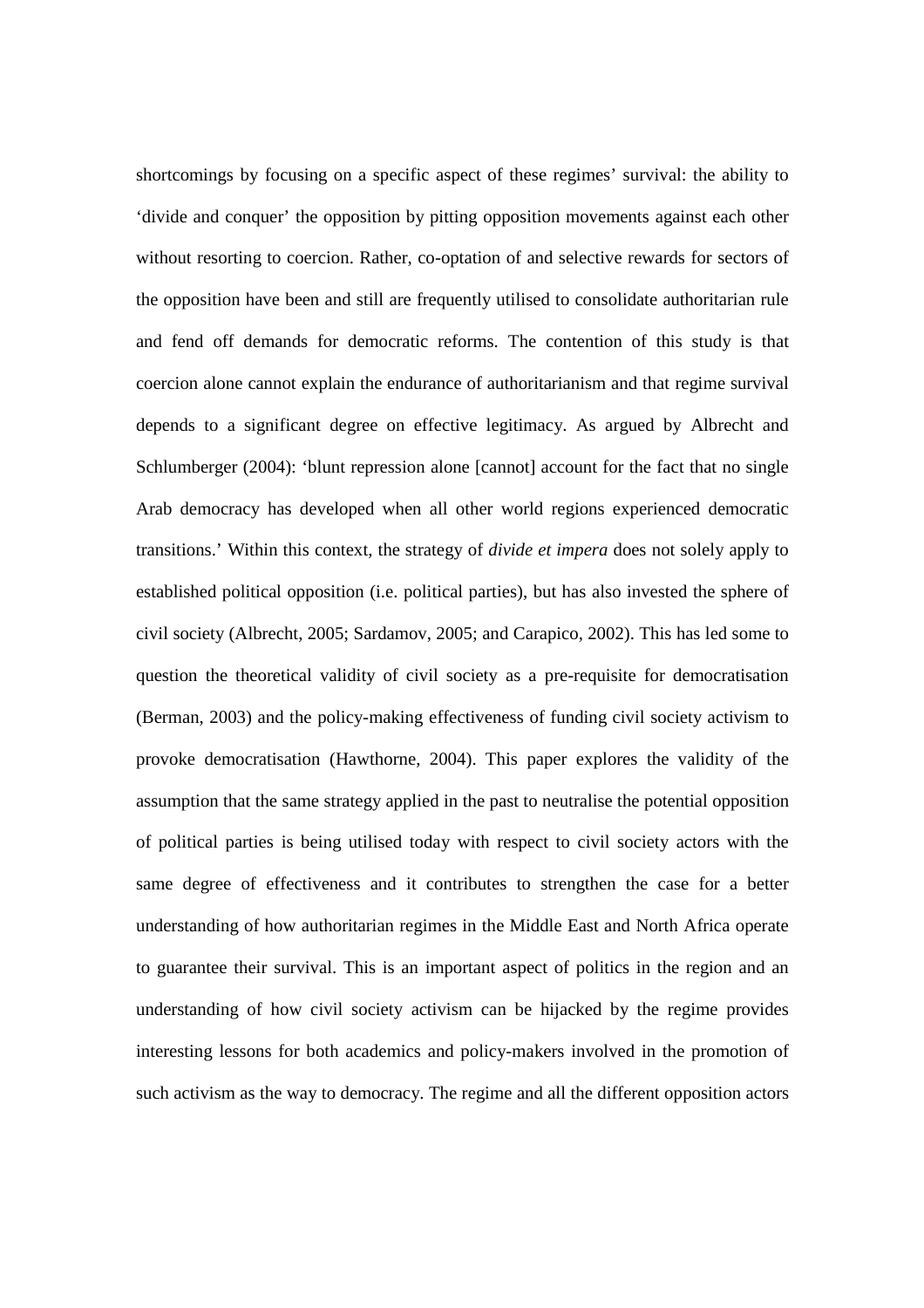shortcomings by focusing on a specific aspect of these regimes' survival: the ability to 'divide and conquer' the opposition by pitting opposition movements against each other without resorting to coercion. Rather, co-optation of and selective rewards for sectors of the opposition have been and still are frequently utilised to consolidate authoritarian rule and fend off demands for democratic reforms. The contention of this study is that coercion alone cannot explain the endurance of authoritarianism and that regime survival depends to a significant degree on effective legitimacy. As argued by Albrecht and Schlumberger (2004): 'blunt repression alone [cannot] account for the fact that no single Arab democracy has developed when all other world regions experienced democratic transitions.' Within this context, the strategy of *divide et impera* does not solely apply to established political opposition (i.e. political parties), but has also invested the sphere of civil society (Albrecht, 2005; Sardamov, 2005; and Carapico, 2002). This has led some to question the theoretical validity of civil society as a pre-requisite for democratisation (Berman, 2003) and the policy-making effectiveness of funding civil society activism to provoke democratisation (Hawthorne, 2004). This paper explores the validity of the assumption that the same strategy applied in the past to neutralise the potential opposition of political parties is being utilised today with respect to civil society actors with the same degree of effectiveness and it contributes to strengthen the case for a better understanding of how authoritarian regimes in the Middle East and North Africa operate to guarantee their survival. This is an important aspect of politics in the region and an understanding of how civil society activism can be hijacked by the regime provides interesting lessons for both academics and policy-makers involved in the promotion of such activism as the way to democracy. The regime and all the different opposition actors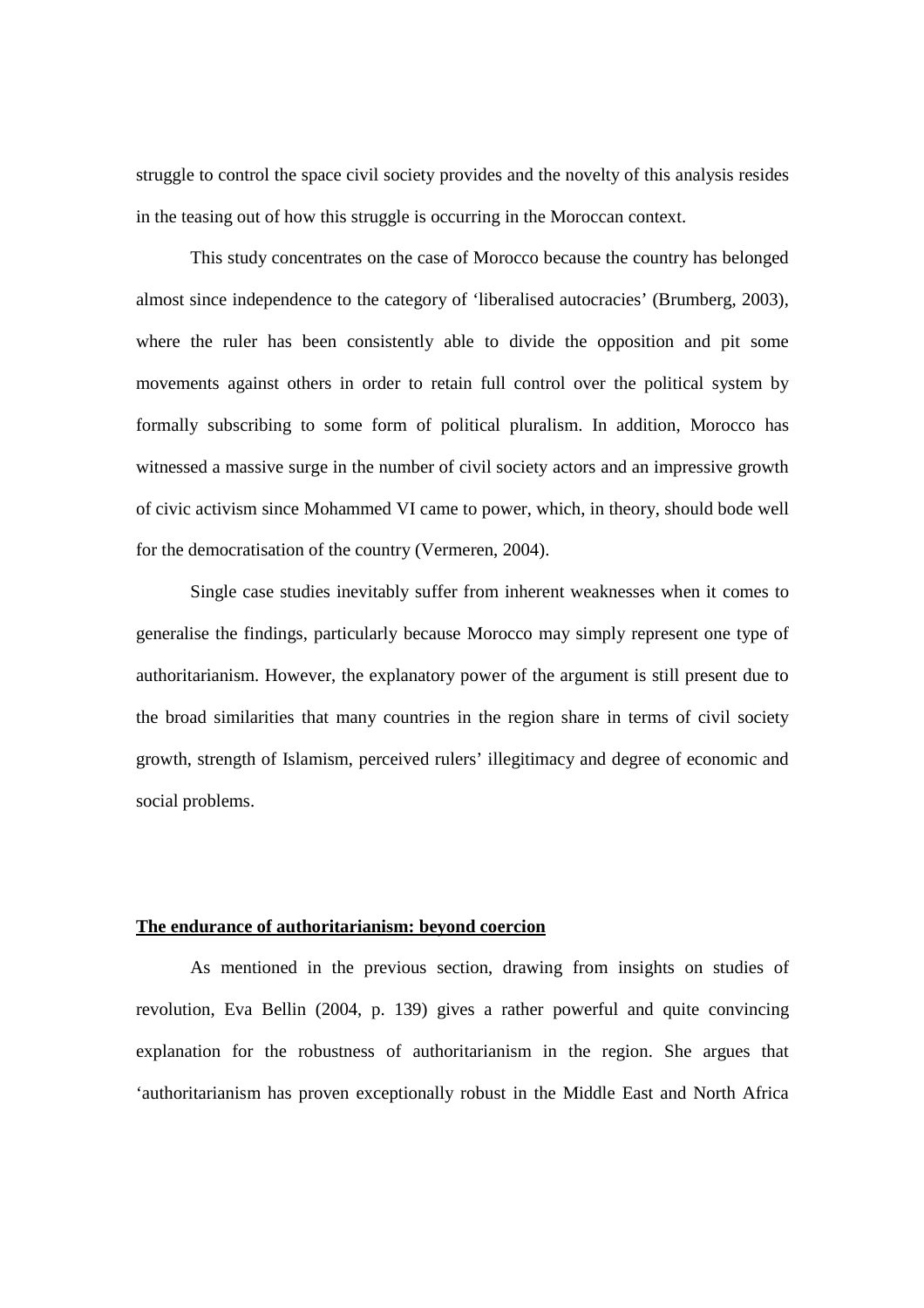struggle to control the space civil society provides and the novelty of this analysis resides in the teasing out of how this struggle is occurring in the Moroccan context.

This study concentrates on the case of Morocco because the country has belonged almost since independence to the category of 'liberalised autocracies' (Brumberg, 2003), where the ruler has been consistently able to divide the opposition and pit some movements against others in order to retain full control over the political system by formally subscribing to some form of political pluralism. In addition, Morocco has witnessed a massive surge in the number of civil society actors and an impressive growth of civic activism since Mohammed VI came to power, which, in theory, should bode well for the democratisation of the country (Vermeren, 2004).

Single case studies inevitably suffer from inherent weaknesses when it comes to generalise the findings, particularly because Morocco may simply represent one type of authoritarianism. However, the explanatory power of the argument is still present due to the broad similarities that many countries in the region share in terms of civil society growth, strength of Islamism, perceived rulers' illegitimacy and degree of economic and social problems.

## The endurance of authoritarianism: beyond coercion

As mentioned in the previous section, drawing from insights on studies of revolution, Eva Bellin (2004, p. 139) gives a rather powerful and quite convincing explanation for the robustness of authoritarianism in the region. She argues that 'authoritarianism has proven exceptionally robust in the Middle East and North Africa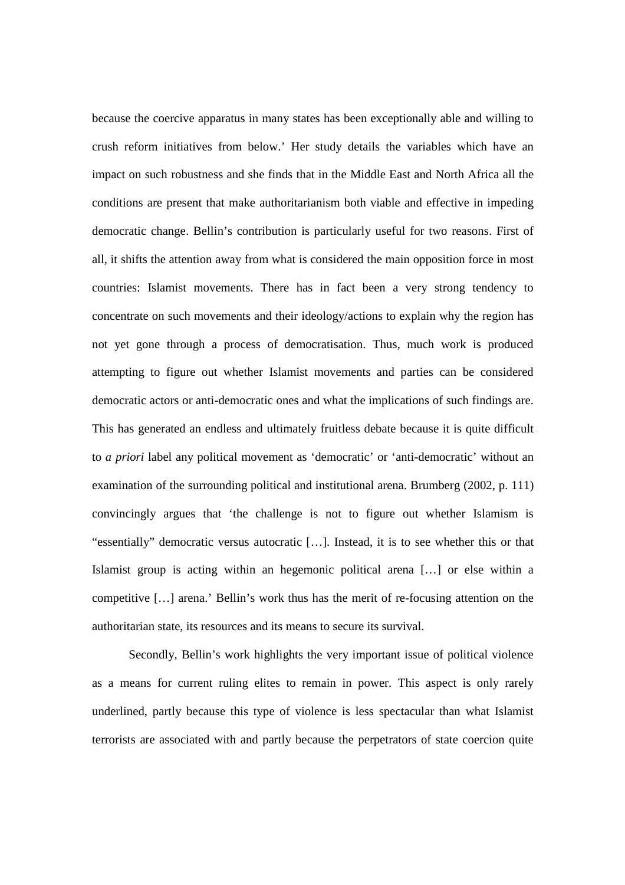because the coercive apparatus in many states has been exceptionally able and willing to crush reform initiatives from below.' Her study details the variables which have an impact on such robustness and she finds that in the Middle East and North Africa all the conditions are present that make authoritarianism both viable and effective in impeding democratic change. Bellin's contribution is particularly useful for two reasons. First of all, it shifts the attention away from what is considered the main opposition force in most countries: Islamist movements. There has in fact been a very strong tendency to concentrate on such movements and their ideology/actions to explain why the region has not yet gone through a process of democratisation. Thus, much work is produced attempting to figure out whether Islamist movements and parties can be considered democratic actors or anti-democratic ones and what the implications of such findings are. This has generated an endless and ultimately fruitless debate because it is quite difficult to *a priori* label any political movement as 'democratic' or 'anti-democratic' without an examination of the surrounding political and institutional arena. Brumberg (2002, p. 111) convincingly argues that 'the challenge is not to figure out whether Islamism is "essentially" democratic versus autocratic […]. Instead, it is to see whether this or that Islamist group is acting within an hegemonic political arena […] or else within a competitive […] arena.' Bellin's work thus has the merit of re-focusing attention on the authoritarian state, its resources and its means to secure its survival.

Secondly, Bellin's work highlights the very important issue of political violence as a means for current ruling elites to remain in power. This aspect is only rarely underlined, partly because this type of violence is less spectacular than what Islamist terrorists are associated with and partly because the perpetrators of state coercion quite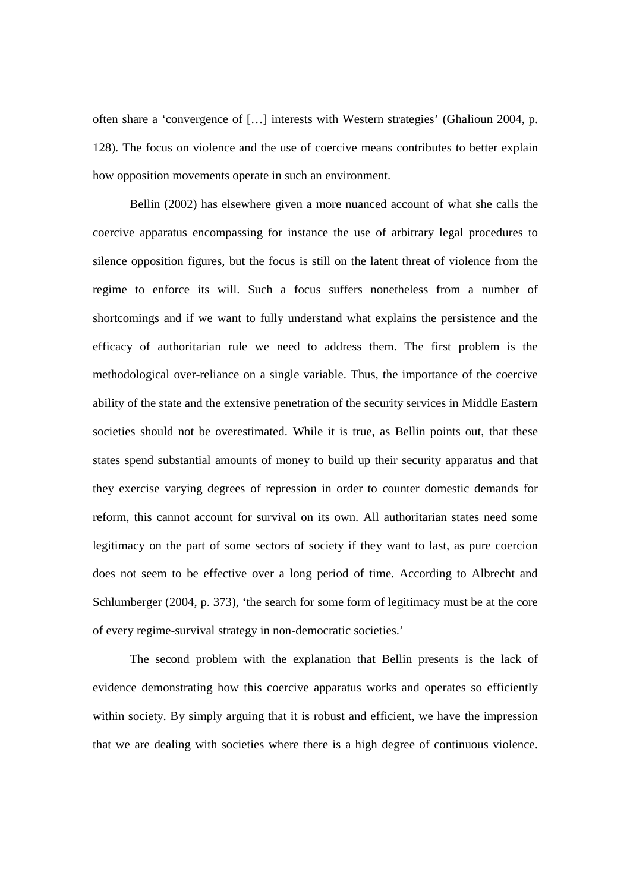often share a 'convergence of […] interests with Western strategies' (Ghalioun 2004, p. 128). The focus on violence and the use of coercive means contributes to better explain how opposition movements operate in such an environment.

Bellin (2002) has elsewhere given a more nuanced account of what she calls the coercive apparatus encompassing for instance the use of arbitrary legal procedures to silence opposition figures, but the focus is still on the latent threat of violence from the regime to enforce its will. Such a focus suffers nonetheless from a number of shortcomings and if we want to fully understand what explains the persistence and the efficacy of authoritarian rule we need to address them. The first problem is the methodological over-reliance on a single variable. Thus, the importance of the coercive ability of the state and the extensive penetration of the security services in Middle Eastern societies should not be overestimated. While it is true, as Bellin points out, that these states spend substantial amounts of money to build up their security apparatus and that they exercise varying degrees of repression in order to counter domestic demands for reform, this cannot account for survival on its own. All authoritarian states need some legitimacy on the part of some sectors of society if they want to last, as pure coercion does not seem to be effective over a long period of time. According to Albrecht and Schlumberger (2004, p. 373), 'the search for some form of legitimacy must be at the core of every regime-survival strategy in non-democratic societies.'

The second problem with the explanation that Bellin presents is the lack of evidence demonstrating how this coercive apparatus works and operates so efficiently within society. By simply arguing that it is robust and efficient, we have the impression that we are dealing with societies where there is a high degree of continuous violence.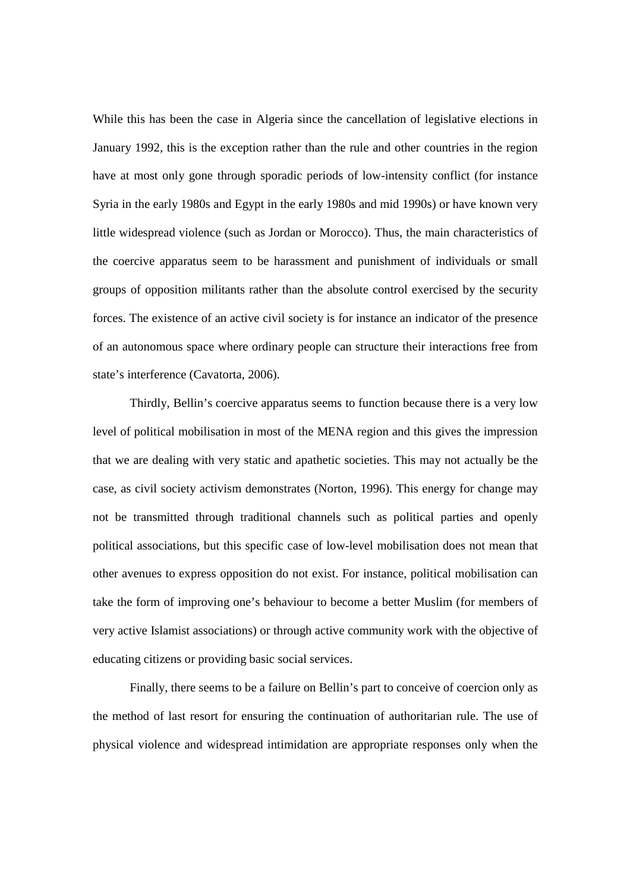While this has been the case in Algeria since the cancellation of legislative elections in January 1992, this is the exception rather than the rule and other countries in the region have at most only gone through sporadic periods of low-intensity conflict (for instance Syria in the early 1980s and Egypt in the early 1980s and mid 1990s) or have known very little widespread violence (such as Jordan or Morocco). Thus, the main characteristics of the coercive apparatus seem to be harassment and punishment of individuals or small groups of opposition militants rather than the absolute control exercised by the security forces. The existence of an active civil society is for instance an indicator of the presence of an autonomous space where ordinary people can structure their interactions free from state's interference (Cavatorta, 2006).

Thirdly, Bellin's coercive apparatus seems to function because there is a very low level of political mobilisation in most of the MENA region and this gives the impression that we are dealing with very static and apathetic societies. This may not actually be the case, as civil society activism demonstrates (Norton, 1996). This energy for change may not be transmitted through traditional channels such as political parties and openly political associations, but this specific case of low-level mobilisation does not mean that other avenues to express opposition do not exist. For instance, political mobilisation can take the form of improving one's behaviour to become a better Muslim (for members of very active Islamist associations) or through active community work with the objective of educating citizens or providing basic social services.

Finally, there seems to be a failure on Bellin's part to conceive of coercion only as the method of last resort for ensuring the continuation of authoritarian rule. The use of physical violence and widespread intimidation are appropriate responses only when the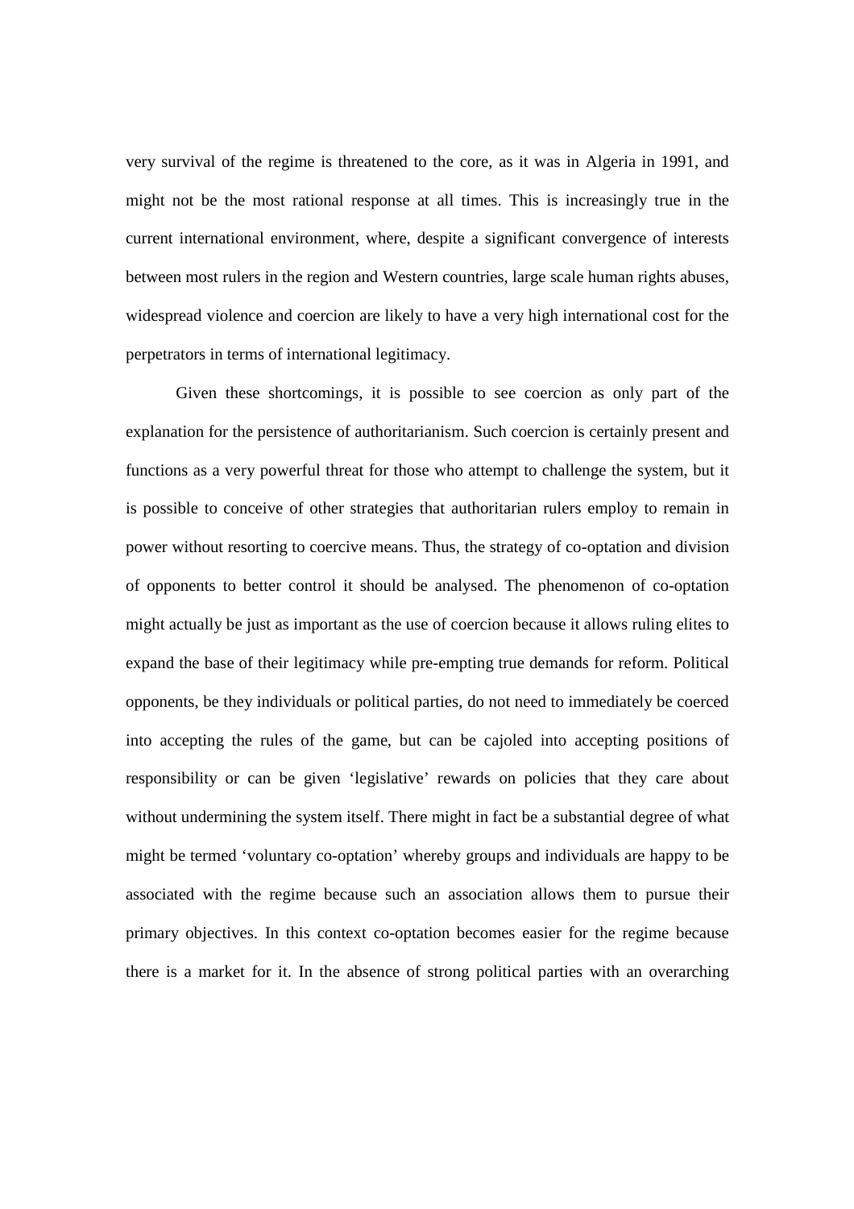very survival of the regime is threatened to the core, as it was in Algeria in 1991, and might not be the most rational response at all times. This is increasingly true in the current international environment, where, despite a significant convergence of interests between most rulers in the region and Western countries, large scale human rights abuses, widespread violence and coercion are likely to have a very high international cost for the perpetrators in terms of international legitimacy.

Given these shortcomings, it is possible to see coercion as only part of the explanation for the persistence of authoritarianism. Such coercion is certainly present and functions as a very powerful threat for those who attempt to challenge the system, but it is possible to conceive of other strategies that authoritarian rulers employ to remain in power without resorting to coercive means. Thus, the strategy of co-optation and division of opponents to better control it should be analysed. The phenomenon of co-optation might actually be just as important as the use of coercion because it allows ruling elites to expand the base of their legitimacy while pre-empting true demands for reform. Political opponents, be they individuals or political parties, do not need to immediately be coerced into accepting the rules of the game, but can be cajoled into accepting positions of responsibility or can be given 'legislative' rewards on policies that they care about without undermining the system itself. There might in fact be a substantial degree of what might be termed 'voluntary co-optation' whereby groups and individuals are happy to be associated with the regime because such an association allows them to pursue their primary objectives. In this context co-optation becomes easier for the regime because there is a market for it. In the absence of strong political parties with an overarching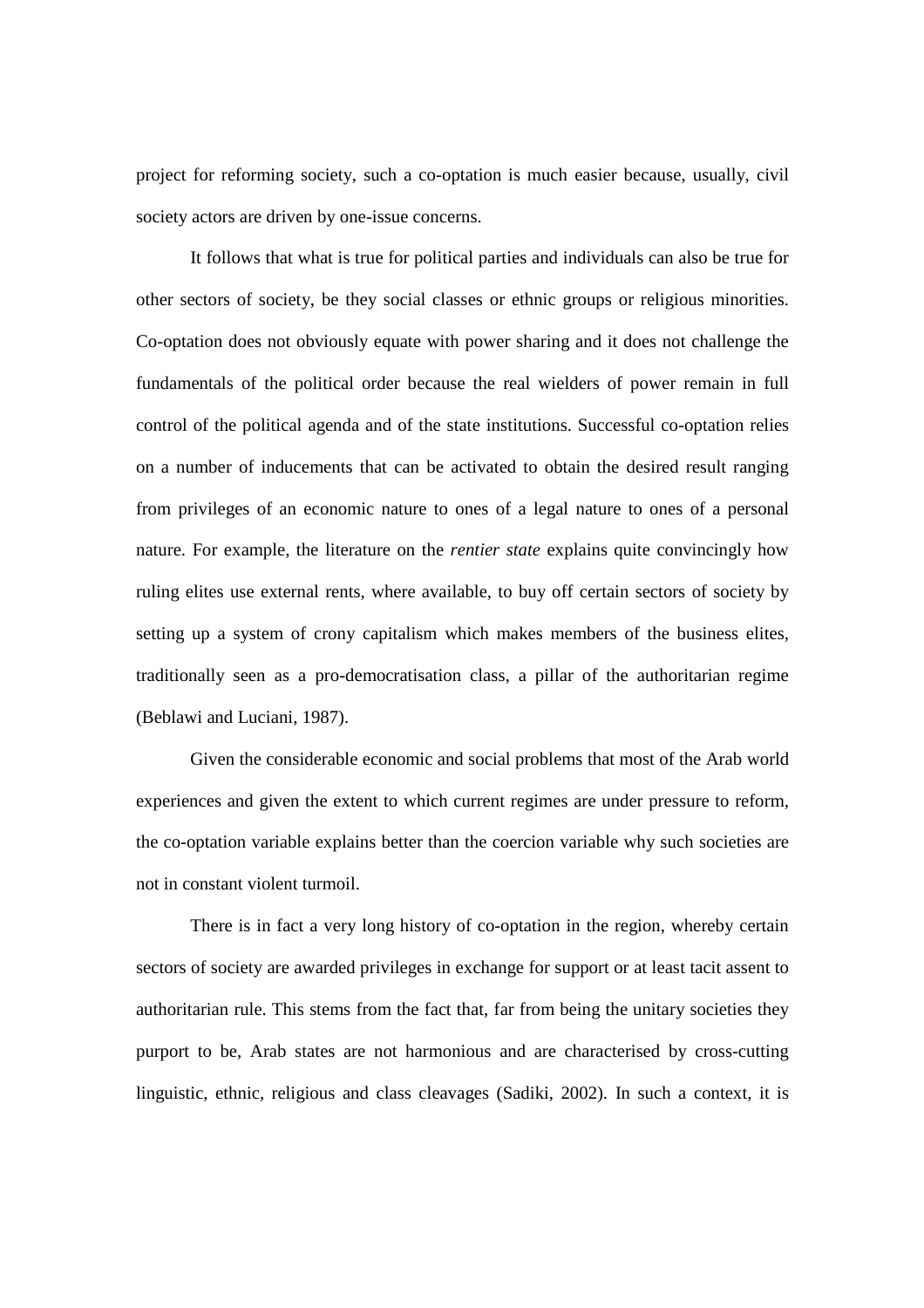project for reforming society, such a co-optation is much easier because, usually, civil society actors are driven by one-issue concerns.

It follows that what is true for political parties and individuals can also be true for other sectors of society, be they social classes or ethnic groups or religious minorities. Co-optation does not obviously equate with power sharing and it does not challenge the fundamentals of the political order because the real wielders of power remain in full control of the political agenda and of the state institutions. Successful co-optation relies on a number of inducements that can be activated to obtain the desired result ranging from privileges of an economic nature to ones of a legal nature to ones of a personal nature. For example, the literature on the *rentier state* explains quite convincingly how ruling elites use external rents, where available, to buy off certain sectors of society by setting up a system of crony capitalism which makes members of the business elites, traditionally seen as a pro-democratisation class, a pillar of the authoritarian regime (Beblawi and Luciani, 1987).

Given the considerable economic and social problems that most of the Arab world experiences and given the extent to which current regimes are under pressure to reform, the co-optation variable explains better than the coercion variable why such societies are not in constant violent turmoil.

There is in fact a very long history of co-optation in the region, whereby certain sectors of society are awarded privileges in exchange for support or at least tacit assent to authoritarian rule. This stems from the fact that, far from being the unitary societies they purport to be, Arab states are not harmonious and are characterised by cross-cutting linguistic, ethnic, religious and class cleavages (Sadiki, 2002). In such a context, it is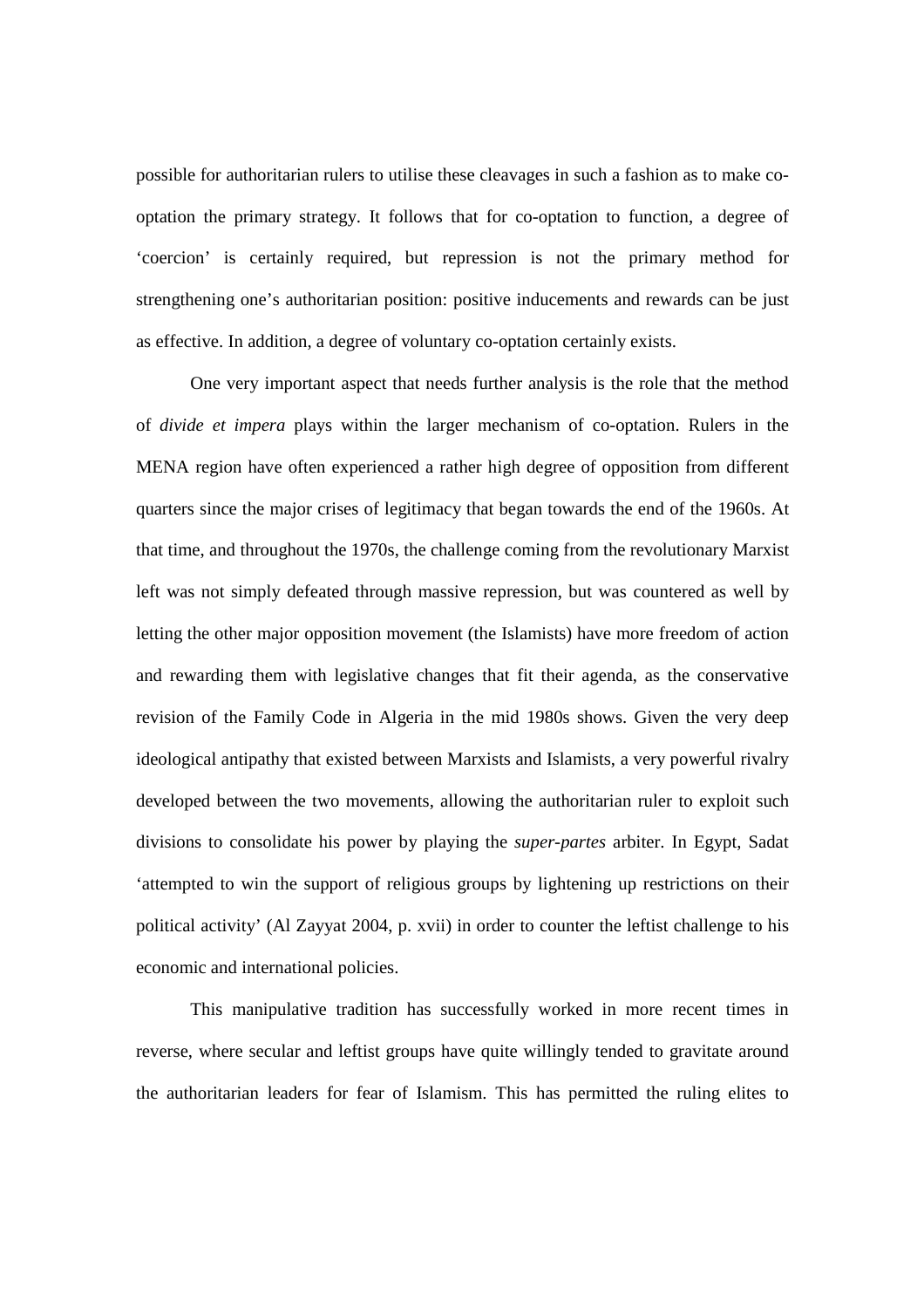possible for authoritarian rulers to utilise these cleavages in such a fashion as to make co-optation the primary strategy. It follows that for co-optation to function, a degree of 'coercion' is certainly required, but repression is not the primary method for strengthening one's authoritarian position: positive inducements and rewards can be just as effective. In addition, a degree of voluntary co-optation certainly exists.

One very important aspect that needs further analysis is the role that the method of *divide et impera* plays within the larger mechanism of co-optation. Rulers in the MENA region have often experienced a rather high degree of opposition from different quarters since the major crises of legitimacy that began towards the end of the 1960s. At that time, and throughout the 1970s, the challenge coming from the revolutionary Marxist left was not simply defeated through massive repression, but was countered as well by letting the other major opposition movement (the Islamists) have more freedom of action and rewarding them with legislative changes that fit their agenda, as the conservative revision of the Family Code in Algeria in the mid 1980s shows. Given the very deep ideological antipathy that existed between Marxists and Islamists, a very powerful rivalry developed between the two movements, allowing the authoritarian ruler to exploit such divisions to consolidate his power by playing the *super-partes* arbiter. In Egypt, Sadat 'attempted to win the support of religious groups by lightening up restrictions on their political activity' (Al Zayyat 2004, p. xvii) in order to counter the leftist challenge to his economic and international policies.

This manipulative tradition has successfully worked in more recent times in reverse, where secular and leftist groups have quite willingly tended to gravitate around the authoritarian leaders for fear of Islamism. This has permitted the ruling elites to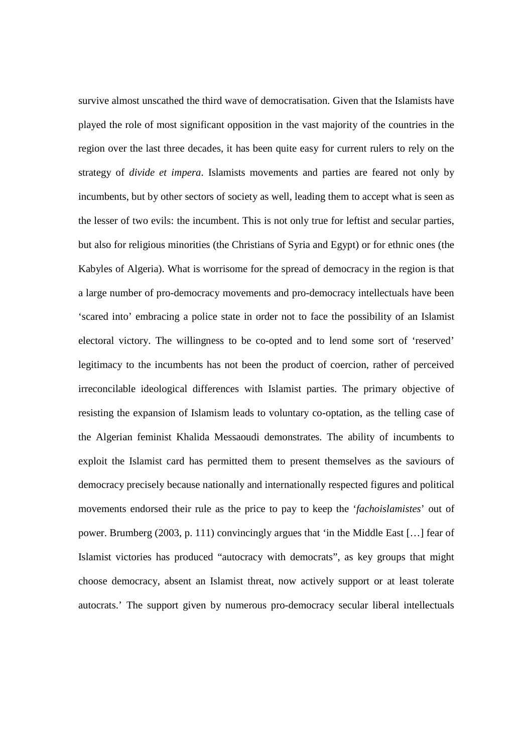survive almost unscathed the third wave of democratisation. Given that the Islamists have played the role of most significant opposition in the vast majority of the countries in the region over the last three decades, it has been quite easy for current rulers to rely on the strategy of *divide et impera*. Islamists movements and parties are feared not only by incumbents, but by other sectors of society as well, leading them to accept what is seen as the lesser of two evils: the incumbent. This is not only true for leftist and secular parties, but also for religious minorities (the Christians of Syria and Egypt) or for ethnic ones (the Kabyles of Algeria). What is worrisome for the spread of democracy in the region is that a large number of pro-democracy movements and pro-democracy intellectuals have been 'scared into' embracing a police state in order not to face the possibility of an Islamist electoral victory. The willingness to be co-opted and to lend some sort of 'reserved' legitimacy to the incumbents has not been the product of coercion, rather of perceived irreconcilable ideological differences with Islamist parties. The primary objective of resisting the expansion of Islamism leads to voluntary co-optation, as the telling case of the Algerian feminist Khalida Messaoudi demonstrates. The ability of incumbents to exploit the Islamist card has permitted them to present themselves as the saviours of democracy precisely because nationally and internationally respected figures and political movements endorsed their rule as the price to pay to keep the '*fachoislamistes*' out of power. Brumberg (2003, p. 111) convincingly argues that 'in the Middle East […] fear of Islamist victories has produced "autocracy with democrats", as key groups that might choose democracy, absent an Islamist threat, now actively support or at least tolerate autocrats.' The support given by numerous pro-democracy secular liberal intellectuals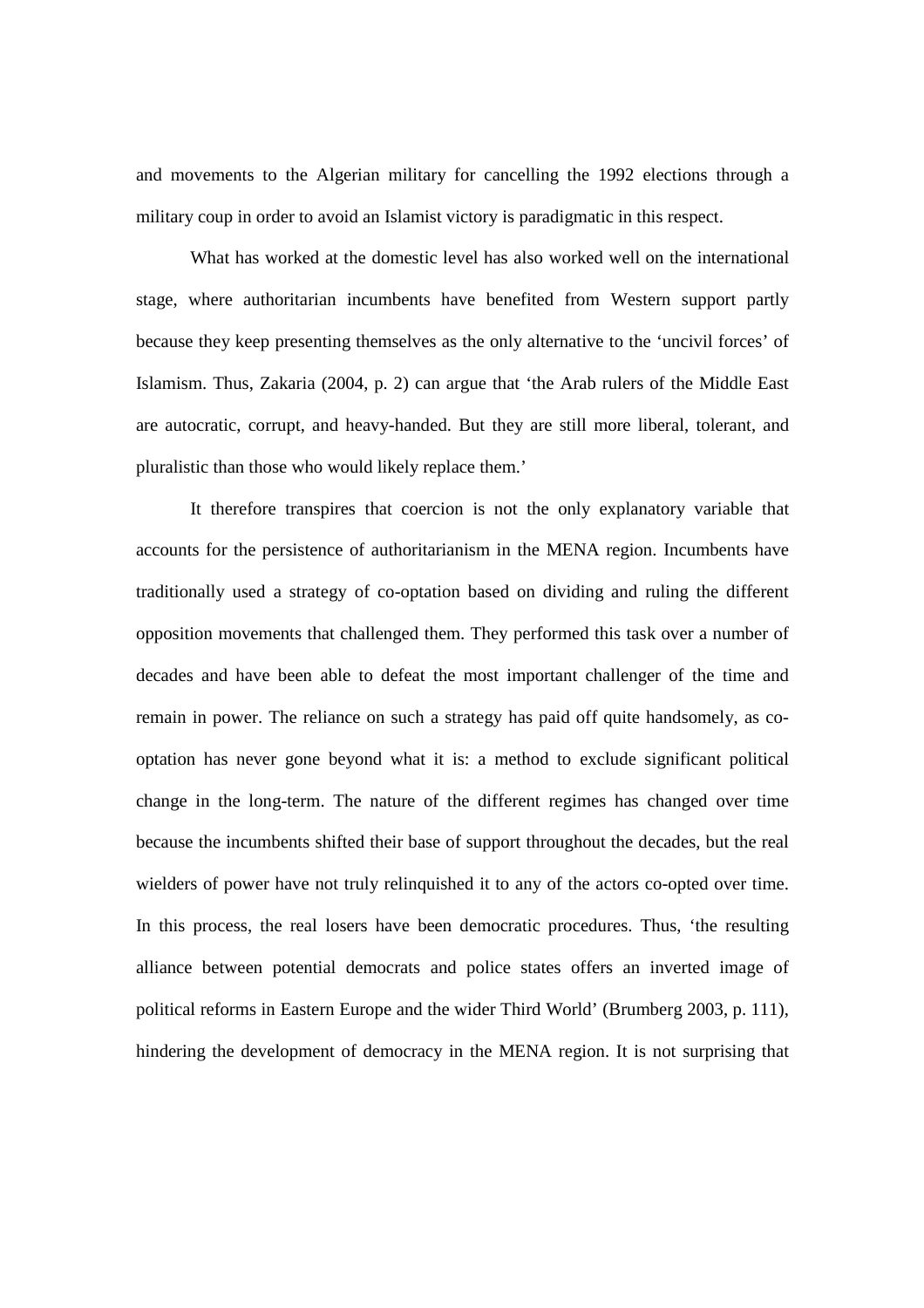and movements to the Algerian military for cancelling the 1992 elections through a military coup in order to avoid an Islamist victory is paradigmatic in this respect.

What has worked at the domestic level has also worked well on the international stage, where authoritarian incumbents have benefited from Western support partly because they keep presenting themselves as the only alternative to the 'uncivil forces' of Islamism. Thus, Zakaria (2004, p. 2) can argue that 'the Arab rulers of the Middle East are autocratic, corrupt, and heavy-handed. But they are still more liberal, tolerant, and pluralistic than those who would likely replace them.'

It therefore transpires that coercion is not the only explanatory variable that accounts for the persistence of authoritarianism in the MENA region. Incumbents have traditionally used a strategy of co-optation based on dividing and ruling the different opposition movements that challenged them. They performed this task over a number of decades and have been able to defeat the most important challenger of the time and remain in power. The reliance on such a strategy has paid off quite handsomely, as co-optation has never gone beyond what it is: a method to exclude significant political change in the long-term. The nature of the different regimes has changed over time because the incumbents shifted their base of support throughout the decades, but the real wielders of power have not truly relinquished it to any of the actors co-opted over time. In this process, the real losers have been democratic procedures. Thus, 'the resulting alliance between potential democrats and police states offers an inverted image of political reforms in Eastern Europe and the wider Third World' (Brumberg 2003, p. 111), hindering the development of democracy in the MENA region. It is not surprising that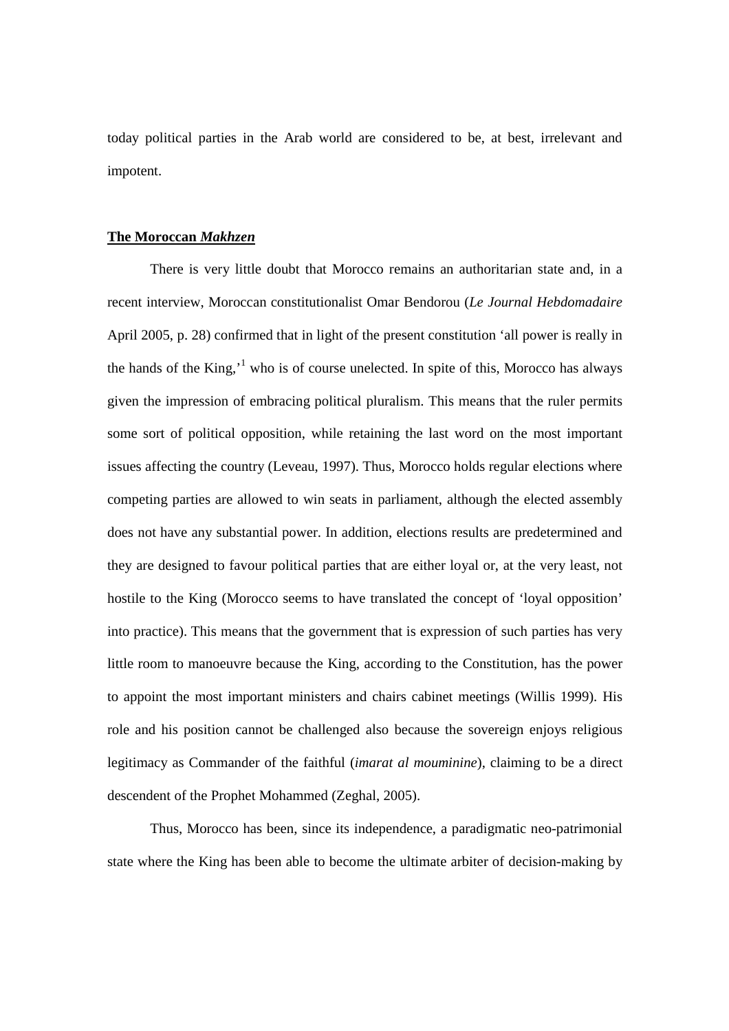today political parties in the Arab world are considered to be, at best, irrelevant and impotent.

**The Moroccan *Makhzen***

There is very little doubt that Morocco remains an authoritarian state and, in a recent interview, Moroccan constitutionalist Omar Bendorou (*Le Journal Hebdomadaire* April 2005, p. 28) confirmed that in light of the present constitution 'all power is really in the hands of the King,'[1] who is of course unelected. In spite of this, Morocco has always given the impression of embracing political pluralism. This means that the ruler permits some sort of political opposition, while retaining the last word on the most important issues affecting the country (Leveau, 1997). Thus, Morocco holds regular elections where competing parties are allowed to win seats in parliament, although the elected assembly does not have any substantial power. In addition, elections results are predetermined and they are designed to favour political parties that are either loyal or, at the very least, not hostile to the King (Morocco seems to have translated the concept of 'loyal opposition' into practice). This means that the government that is expression of such parties has very little room to manoeuvre because the King, according to the Constitution, has the power to appoint the most important ministers and chairs cabinet meetings (Willis 1999). His role and his position cannot be challenged also because the sovereign enjoys religious legitimacy as Commander of the faithful (*imarat al mouminine*), claiming to be a direct descendent of the Prophet Mohammed (Zeghal, 2005).

Thus, Morocco has been, since its independence, a paradigmatic neo-patrimonial state where the King has been able to become the ultimate arbiter of decision-making by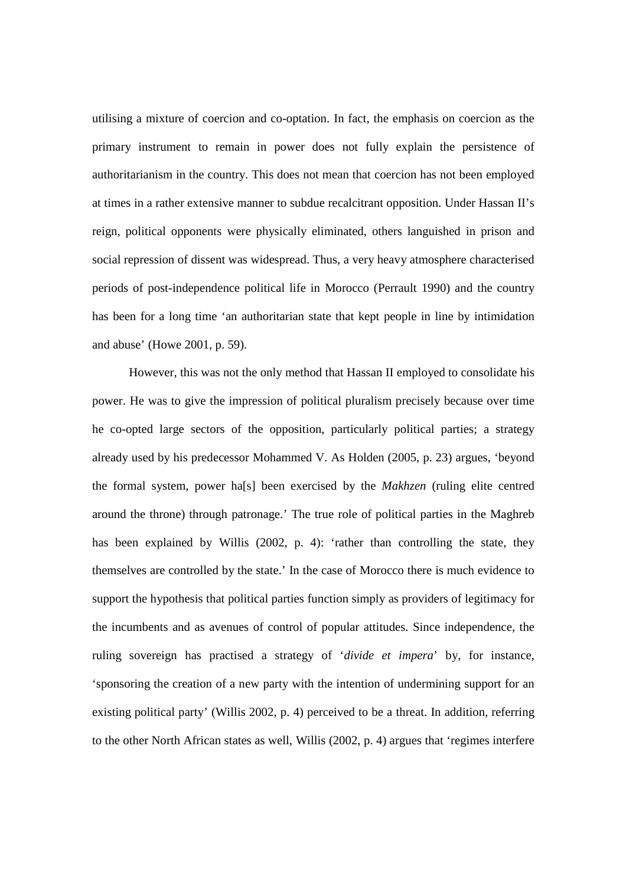utilising a mixture of coercion and co-optation. In fact, the emphasis on coercion as the primary instrument to remain in power does not fully explain the persistence of authoritarianism in the country. This does not mean that coercion has not been employed at times in a rather extensive manner to subdue recalcitrant opposition. Under Hassan II's reign, political opponents were physically eliminated, others languished in prison and social repression of dissent was widespread. Thus, a very heavy atmosphere characterised periods of post-independence political life in Morocco (Perrault 1990) and the country has been for a long time 'an authoritarian state that kept people in line by intimidation and abuse' (Howe 2001, p. 59).

However, this was not the only method that Hassan II employed to consolidate his power. He was to give the impression of political pluralism precisely because over time he co-opted large sectors of the opposition, particularly political parties; a strategy already used by his predecessor Mohammed V. As Holden (2005, p. 23) argues, 'beyond the formal system, power ha[s] been exercised by the *Makhzen* (ruling elite centred around the throne) through patronage.' The true role of political parties in the Maghreb has been explained by Willis (2002, p. 4): 'rather than controlling the state, they themselves are controlled by the state.' In the case of Morocco there is much evidence to support the hypothesis that political parties function simply as providers of legitimacy for the incumbents and as avenues of control of popular attitudes. Since independence, the ruling sovereign has practised a strategy of '*divide et impera*' by, for instance, 'sponsoring the creation of a new party with the intention of undermining support for an existing political party' (Willis 2002, p. 4) perceived to be a threat. In addition, referring to the other North African states as well, Willis (2002, p. 4) argues that 'regimes interfere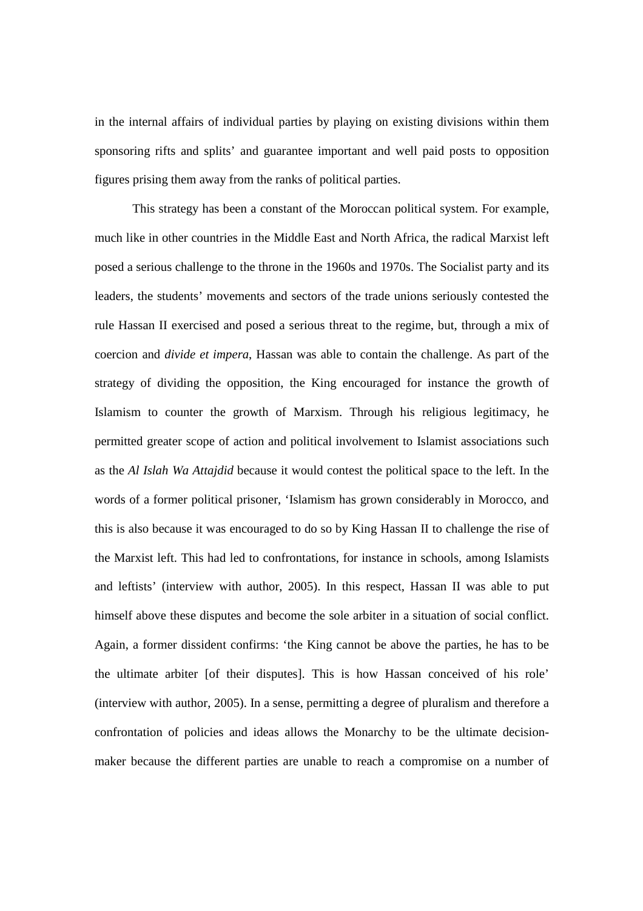in the internal affairs of individual parties by playing on existing divisions within them sponsoring rifts and splits' and guarantee important and well paid posts to opposition figures prising them away from the ranks of political parties.

This strategy has been a constant of the Moroccan political system. For example, much like in other countries in the Middle East and North Africa, the radical Marxist left posed a serious challenge to the throne in the 1960s and 1970s. The Socialist party and its leaders, the students' movements and sectors of the trade unions seriously contested the rule Hassan II exercised and posed a serious threat to the regime, but, through a mix of coercion and *divide et impera*, Hassan was able to contain the challenge. As part of the strategy of dividing the opposition, the King encouraged for instance the growth of Islamism to counter the growth of Marxism. Through his religious legitimacy, he permitted greater scope of action and political involvement to Islamist associations such as the *Al Islah Wa Attajdid* because it would contest the political space to the left. In the words of a former political prisoner, 'Islamism has grown considerably in Morocco, and this is also because it was encouraged to do so by King Hassan II to challenge the rise of the Marxist left. This had led to confrontations, for instance in schools, among Islamists and leftists' (interview with author, 2005). In this respect, Hassan II was able to put himself above these disputes and become the sole arbiter in a situation of social conflict. Again, a former dissident confirms: 'the King cannot be above the parties, he has to be the ultimate arbiter [of their disputes]. This is how Hassan conceived of his role' (interview with author, 2005). In a sense, permitting a degree of pluralism and therefore a confrontation of policies and ideas allows the Monarchy to be the ultimate decision-maker because the different parties are unable to reach a compromise on a number of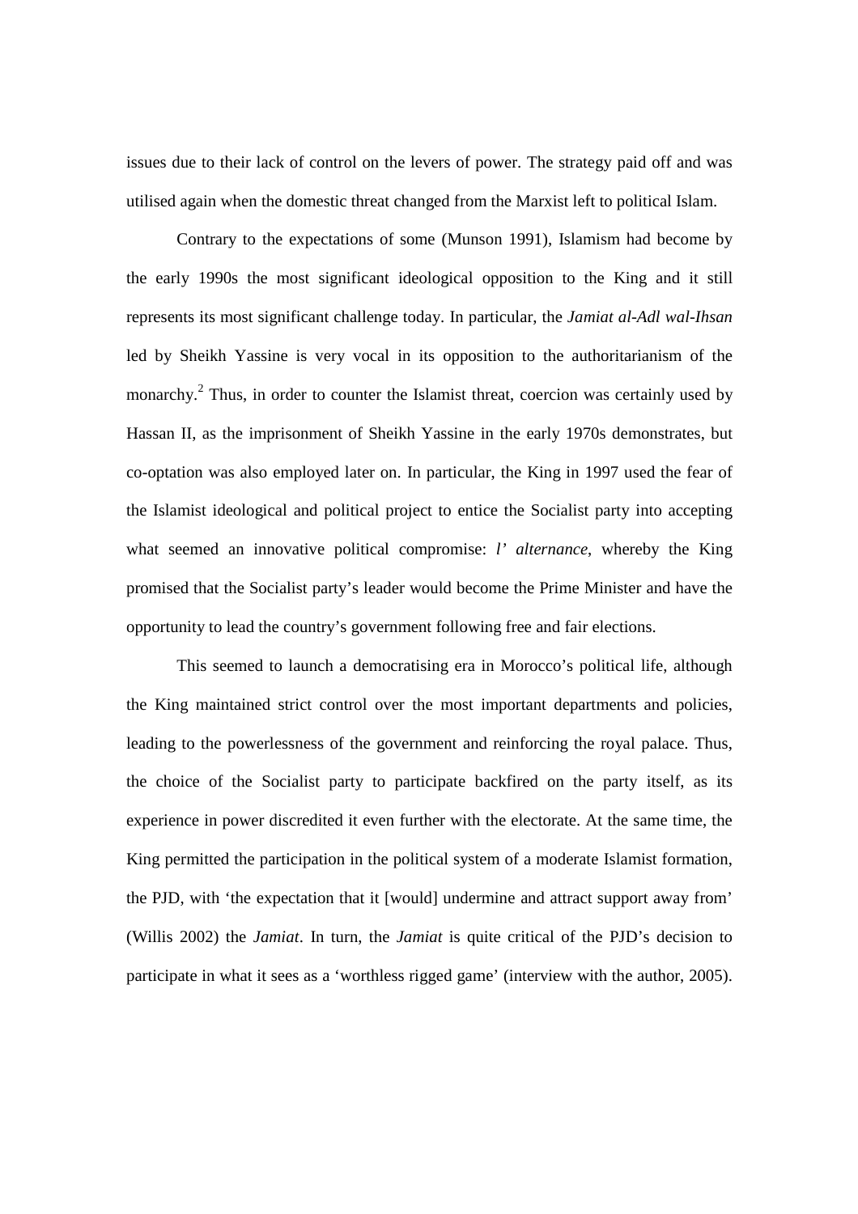issues due to their lack of control on the levers of power. The strategy paid off and was utilised again when the domestic threat changed from the Marxist left to political Islam.

Contrary to the expectations of some (Munson 1991), Islamism had become by the early 1990s the most significant ideological opposition to the King and it still represents its most significant challenge today. In particular, the *Jamiat al-Adl wal-Ihsan* led by Sheikh Yassine is very vocal in its opposition to the authoritarianism of the monarchy.[2] Thus, in order to counter the Islamist threat, coercion was certainly used by Hassan II, as the imprisonment of Sheikh Yassine in the early 1970s demonstrates, but co-optation was also employed later on. In particular, the King in 1997 used the fear of the Islamist ideological and political project to entice the Socialist party into accepting what seemed an innovative political compromise: *l' alternance*, whereby the King promised that the Socialist party's leader would become the Prime Minister and have the opportunity to lead the country's government following free and fair elections.

This seemed to launch a democratising era in Morocco's political life, although the King maintained strict control over the most important departments and policies, leading to the powerlessness of the government and reinforcing the royal palace. Thus, the choice of the Socialist party to participate backfired on the party itself, as its experience in power discredited it even further with the electorate. At the same time, the King permitted the participation in the political system of a moderate Islamist formation, the PJD, with 'the expectation that it [would] undermine and attract support away from' (Willis 2002) the *Jamiat*. In turn, the *Jamiat* is quite critical of the PJD's decision to participate in what it sees as a 'worthless rigged game' (interview with the author, 2005).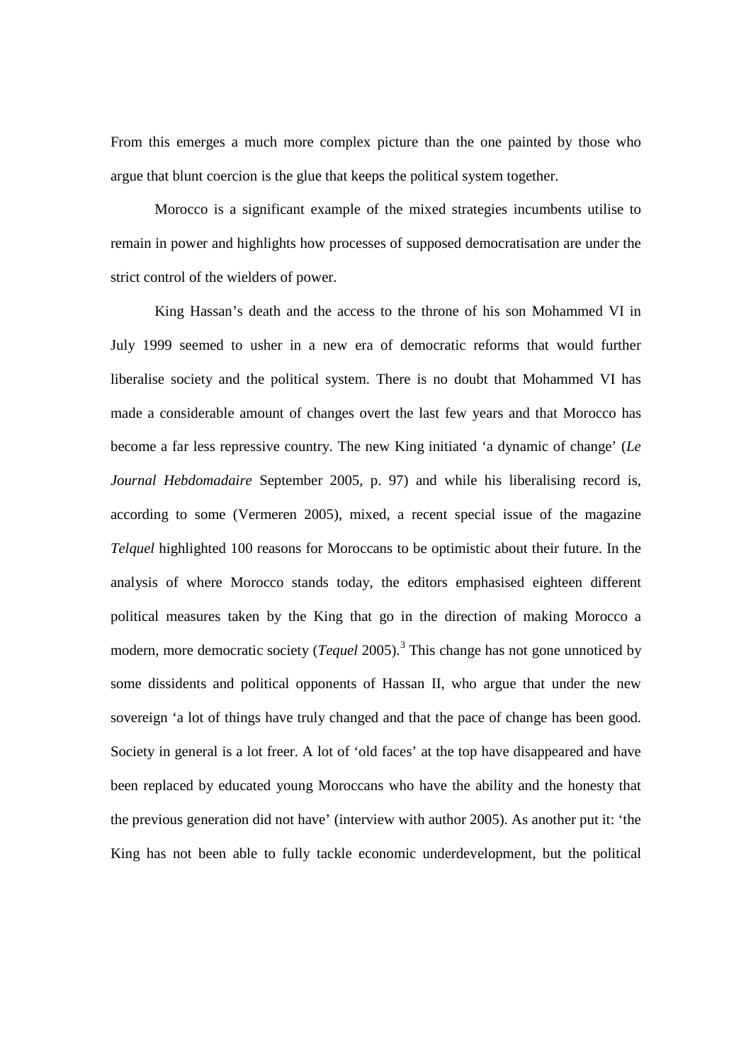From this emerges a much more complex picture than the one painted by those who argue that blunt coercion is the glue that keeps the political system together.

Morocco is a significant example of the mixed strategies incumbents utilise to remain in power and highlights how processes of supposed democratisation are under the strict control of the wielders of power.

King Hassan's death and the access to the throne of his son Mohammed VI in July 1999 seemed to usher in a new era of democratic reforms that would further liberalise society and the political system. There is no doubt that Mohammed VI has made a considerable amount of changes overt the last few years and that Morocco has become a far less repressive country. The new King initiated 'a dynamic of change' (*Le Journal Hebdomadaire* September 2005, p. 97) and while his liberalising record is, according to some (Vermeren 2005), mixed, a recent special issue of the magazine *Telquel* highlighted 100 reasons for Moroccans to be optimistic about their future. In the analysis of where Morocco stands today, the editors emphasised eighteen different political measures taken by the King that go in the direction of making Morocco a modern, more democratic society (*Tequel* 2005).[3] This change has not gone unnoticed by some dissidents and political opponents of Hassan II, who argue that under the new sovereign 'a lot of things have truly changed and that the pace of change has been good. Society in general is a lot freer. A lot of 'old faces' at the top have disappeared and have been replaced by educated young Moroccans who have the ability and the honesty that the previous generation did not have' (interview with author 2005). As another put it: 'the King has not been able to fully tackle economic underdevelopment, but the political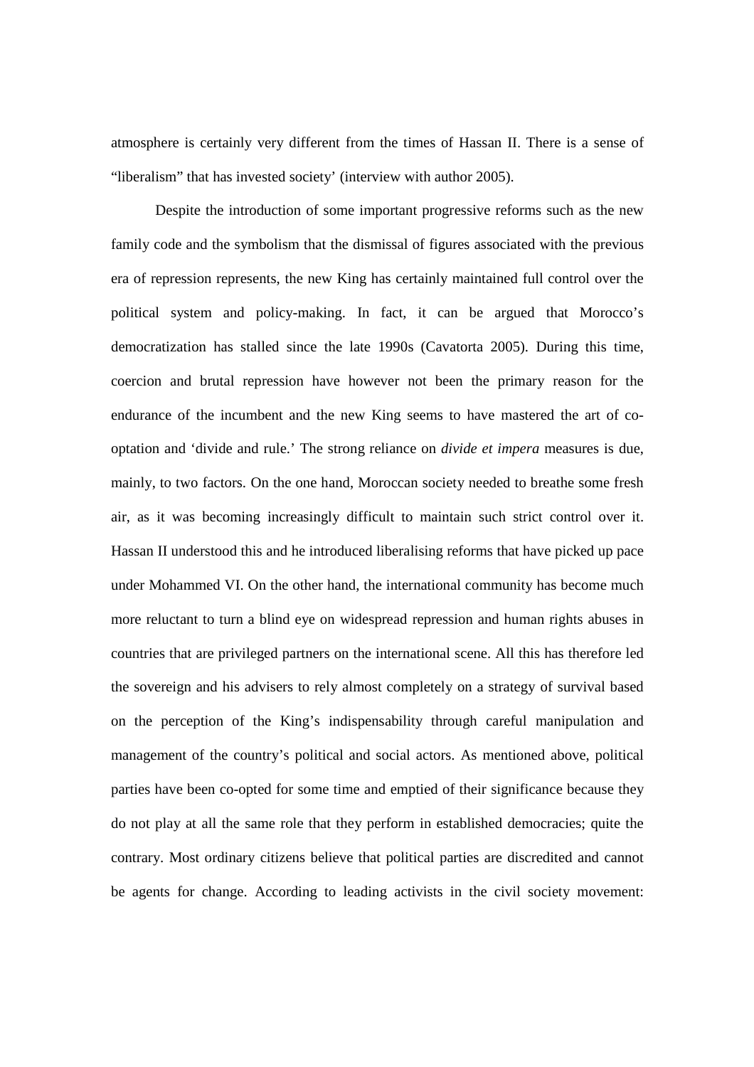atmosphere is certainly very different from the times of Hassan II. There is a sense of "liberalism" that has invested society' (interview with author 2005).

Despite the introduction of some important progressive reforms such as the new family code and the symbolism that the dismissal of figures associated with the previous era of repression represents, the new King has certainly maintained full control over the political system and policy-making. In fact, it can be argued that Morocco's democratization has stalled since the late 1990s (Cavatorta 2005). During this time, coercion and brutal repression have however not been the primary reason for the endurance of the incumbent and the new King seems to have mastered the art of co-optation and 'divide and rule.' The strong reliance on *divide et impera* measures is due, mainly, to two factors. On the one hand, Moroccan society needed to breathe some fresh air, as it was becoming increasingly difficult to maintain such strict control over it. Hassan II understood this and he introduced liberalising reforms that have picked up pace under Mohammed VI. On the other hand, the international community has become much more reluctant to turn a blind eye on widespread repression and human rights abuses in countries that are privileged partners on the international scene. All this has therefore led the sovereign and his advisers to rely almost completely on a strategy of survival based on the perception of the King's indispensability through careful manipulation and management of the country's political and social actors. As mentioned above, political parties have been co-opted for some time and emptied of their significance because they do not play at all the same role that they perform in established democracies; quite the contrary. Most ordinary citizens believe that political parties are discredited and cannot be agents for change. According to leading activists in the civil society movement: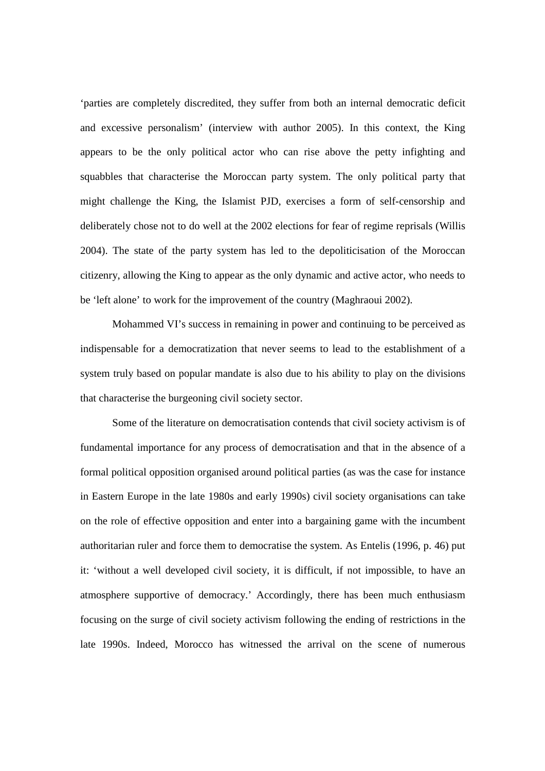'parties are completely discredited, they suffer from both an internal democratic deficit and excessive personalism' (interview with author 2005). In this context, the King appears to be the only political actor who can rise above the petty infighting and squabbles that characterise the Moroccan party system. The only political party that might challenge the King, the Islamist PJD, exercises a form of self-censorship and deliberately chose not to do well at the 2002 elections for fear of regime reprisals (Willis 2004). The state of the party system has led to the depoliticisation of the Moroccan citizenry, allowing the King to appear as the only dynamic and active actor, who needs to be 'left alone' to work for the improvement of the country (Maghraoui 2002).

Mohammed VI's success in remaining in power and continuing to be perceived as indispensable for a democratization that never seems to lead to the establishment of a system truly based on popular mandate is also due to his ability to play on the divisions that characterise the burgeoning civil society sector.

Some of the literature on democratisation contends that civil society activism is of fundamental importance for any process of democratisation and that in the absence of a formal political opposition organised around political parties (as was the case for instance in Eastern Europe in the late 1980s and early 1990s) civil society organisations can take on the role of effective opposition and enter into a bargaining game with the incumbent authoritarian ruler and force them to democratise the system. As Entelis (1996, p. 46) put it: 'without a well developed civil society, it is difficult, if not impossible, to have an atmosphere supportive of democracy.' Accordingly, there has been much enthusiasm focusing on the surge of civil society activism following the ending of restrictions in the late 1990s. Indeed, Morocco has witnessed the arrival on the scene of numerous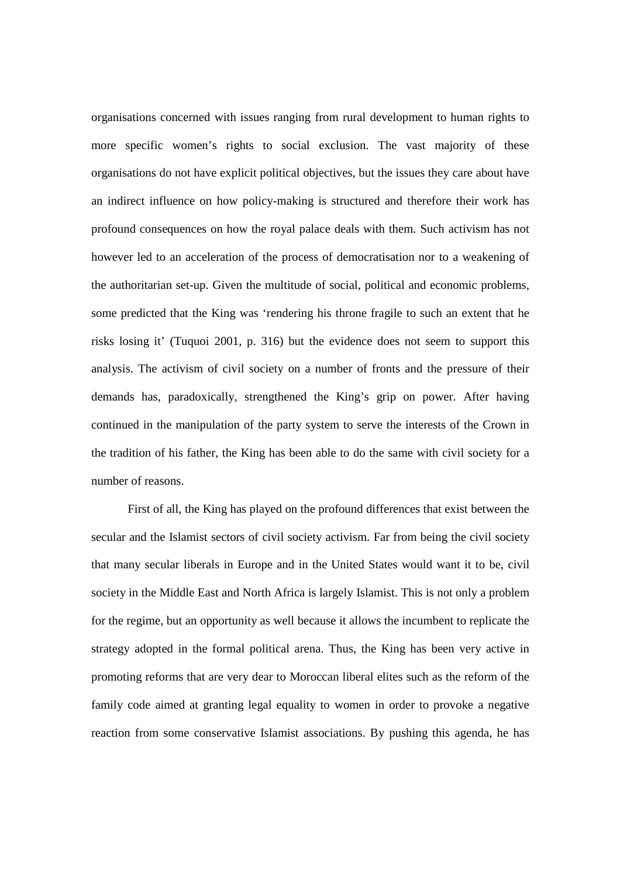organisations concerned with issues ranging from rural development to human rights to more specific women's rights to social exclusion. The vast majority of these organisations do not have explicit political objectives, but the issues they care about have an indirect influence on how policy-making is structured and therefore their work has profound consequences on how the royal palace deals with them. Such activism has not however led to an acceleration of the process of democratisation nor to a weakening of the authoritarian set-up. Given the multitude of social, political and economic problems, some predicted that the King was 'rendering his throne fragile to such an extent that he risks losing it' (Tuquoi 2001, p. 316) but the evidence does not seem to support this analysis. The activism of civil society on a number of fronts and the pressure of their demands has, paradoxically, strengthened the King's grip on power. After having continued in the manipulation of the party system to serve the interests of the Crown in the tradition of his father, the King has been able to do the same with civil society for a number of reasons.

First of all, the King has played on the profound differences that exist between the secular and the Islamist sectors of civil society activism. Far from being the civil society that many secular liberals in Europe and in the United States would want it to be, civil society in the Middle East and North Africa is largely Islamist. This is not only a problem for the regime, but an opportunity as well because it allows the incumbent to replicate the strategy adopted in the formal political arena. Thus, the King has been very active in promoting reforms that are very dear to Moroccan liberal elites such as the reform of the family code aimed at granting legal equality to women in order to provoke a negative reaction from some conservative Islamist associations. By pushing this agenda, he has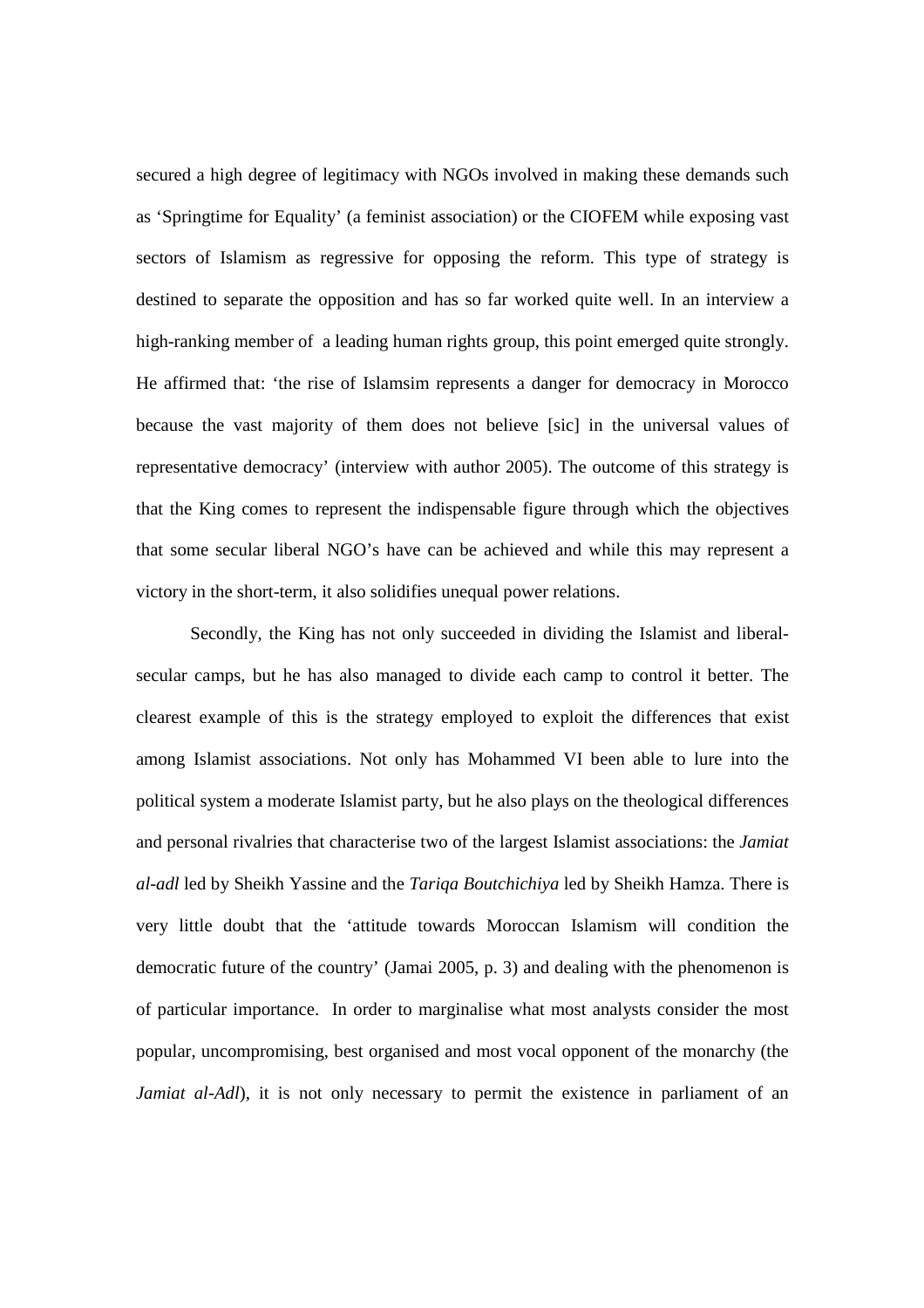secured a high degree of legitimacy with NGOs involved in making these demands such as 'Springtime for Equality' (a feminist association) or the CIOFEM while exposing vast sectors of Islamism as regressive for opposing the reform. This type of strategy is destined to separate the opposition and has so far worked quite well. In an interview a high-ranking member of a leading human rights group, this point emerged quite strongly. He affirmed that: 'the rise of Islamsim represents a danger for democracy in Morocco because the vast majority of them does not believe [sic] in the universal values of representative democracy' (interview with author 2005). The outcome of this strategy is that the King comes to represent the indispensable figure through which the objectives that some secular liberal NGO's have can be achieved and while this may represent a victory in the short-term, it also solidifies unequal power relations.

Secondly, the King has not only succeeded in dividing the Islamist and liberal-secular camps, but he has also managed to divide each camp to control it better. The clearest example of this is the strategy employed to exploit the differences that exist among Islamist associations. Not only has Mohammed VI been able to lure into the political system a moderate Islamist party, but he also plays on the theological differences and personal rivalries that characterise two of the largest Islamist associations: the *Jamiat al-adl* led by Sheikh Yassine and the *Tariqa Boutchichiya* led by Sheikh Hamza. There is very little doubt that the 'attitude towards Moroccan Islamism will condition the democratic future of the country' (Jamai 2005, p. 3) and dealing with the phenomenon is of particular importance. In order to marginalise what most analysts consider the most popular, uncompromising, best organised and most vocal opponent of the monarchy (the *Jamiat al-Adl*), it is not only necessary to permit the existence in parliament of an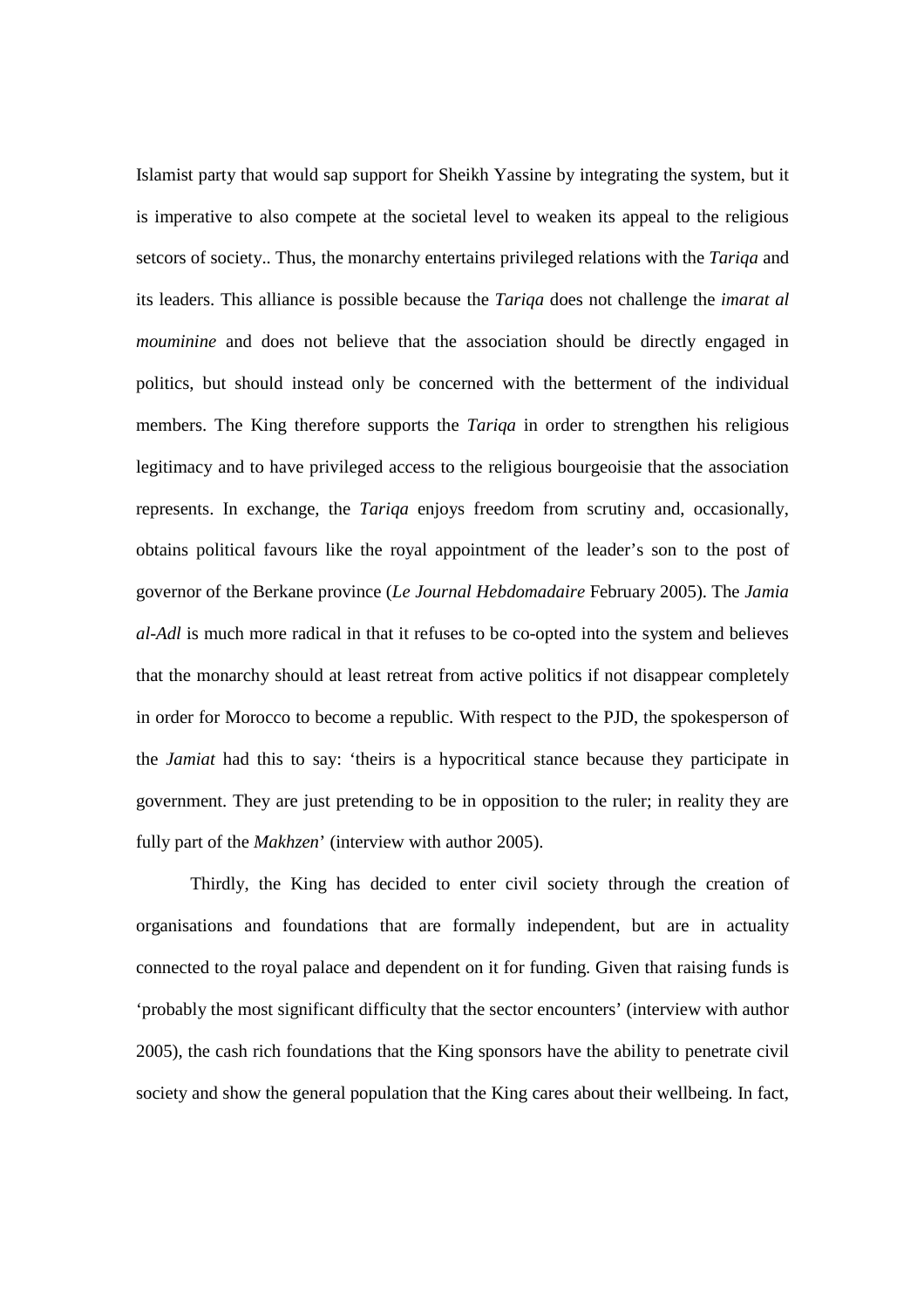Islamist party that would sap support for Sheikh Yassine by integrating the system, but it is imperative to also compete at the societal level to weaken its appeal to the religious setcors of society.. Thus, the monarchy entertains privileged relations with the *Tariqa* and its leaders. This alliance is possible because the *Tariqa* does not challenge the *imarat al mouminine* and does not believe that the association should be directly engaged in politics, but should instead only be concerned with the betterment of the individual members. The King therefore supports the *Tariqa* in order to strengthen his religious legitimacy and to have privileged access to the religious bourgeoisie that the association represents. In exchange, the *Tariqa* enjoys freedom from scrutiny and, occasionally, obtains political favours like the royal appointment of the leader's son to the post of governor of the Berkane province (*Le Journal Hebdomadaire* February 2005). The *Jamia al-Adl* is much more radical in that it refuses to be co-opted into the system and believes that the monarchy should at least retreat from active politics if not disappear completely in order for Morocco to become a republic. With respect to the PJD, the spokesperson of the *Jamiat* had this to say: 'theirs is a hypocritical stance because they participate in government. They are just pretending to be in opposition to the ruler; in reality they are fully part of the *Makhzen*' (interview with author 2005).

Thirdly, the King has decided to enter civil society through the creation of organisations and foundations that are formally independent, but are in actuality connected to the royal palace and dependent on it for funding. Given that raising funds is 'probably the most significant difficulty that the sector encounters' (interview with author 2005), the cash rich foundations that the King sponsors have the ability to penetrate civil society and show the general population that the King cares about their wellbeing. In fact,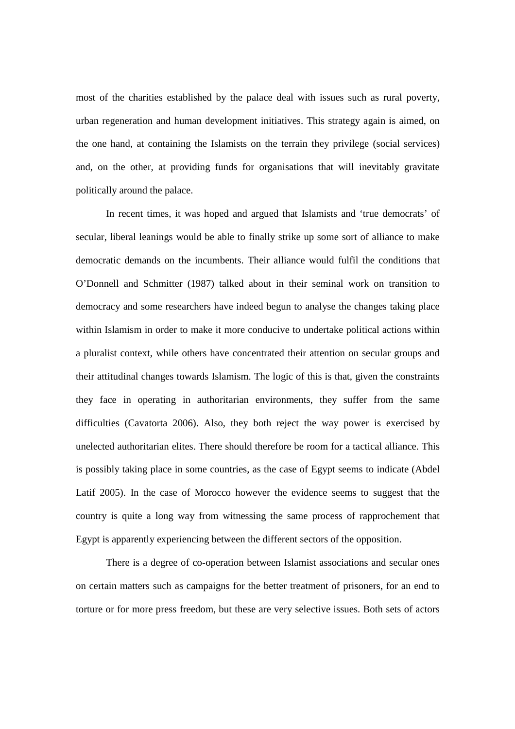most of the charities established by the palace deal with issues such as rural poverty, urban regeneration and human development initiatives. This strategy again is aimed, on the one hand, at containing the Islamists on the terrain they privilege (social services) and, on the other, at providing funds for organisations that will inevitably gravitate politically around the palace.

In recent times, it was hoped and argued that Islamists and 'true democrats' of secular, liberal leanings would be able to finally strike up some sort of alliance to make democratic demands on the incumbents. Their alliance would fulfil the conditions that O'Donnell and Schmitter (1987) talked about in their seminal work on transition to democracy and some researchers have indeed begun to analyse the changes taking place within Islamism in order to make it more conducive to undertake political actions within a pluralist context, while others have concentrated their attention on secular groups and their attitudinal changes towards Islamism. The logic of this is that, given the constraints they face in operating in authoritarian environments, they suffer from the same difficulties (Cavatorta 2006). Also, they both reject the way power is exercised by unelected authoritarian elites. There should therefore be room for a tactical alliance. This is possibly taking place in some countries, as the case of Egypt seems to indicate (Abdel Latif 2005). In the case of Morocco however the evidence seems to suggest that the country is quite a long way from witnessing the same process of rapprochement that Egypt is apparently experiencing between the different sectors of the opposition.

There is a degree of co-operation between Islamist associations and secular ones on certain matters such as campaigns for the better treatment of prisoners, for an end to torture or for more press freedom, but these are very selective issues. Both sets of actors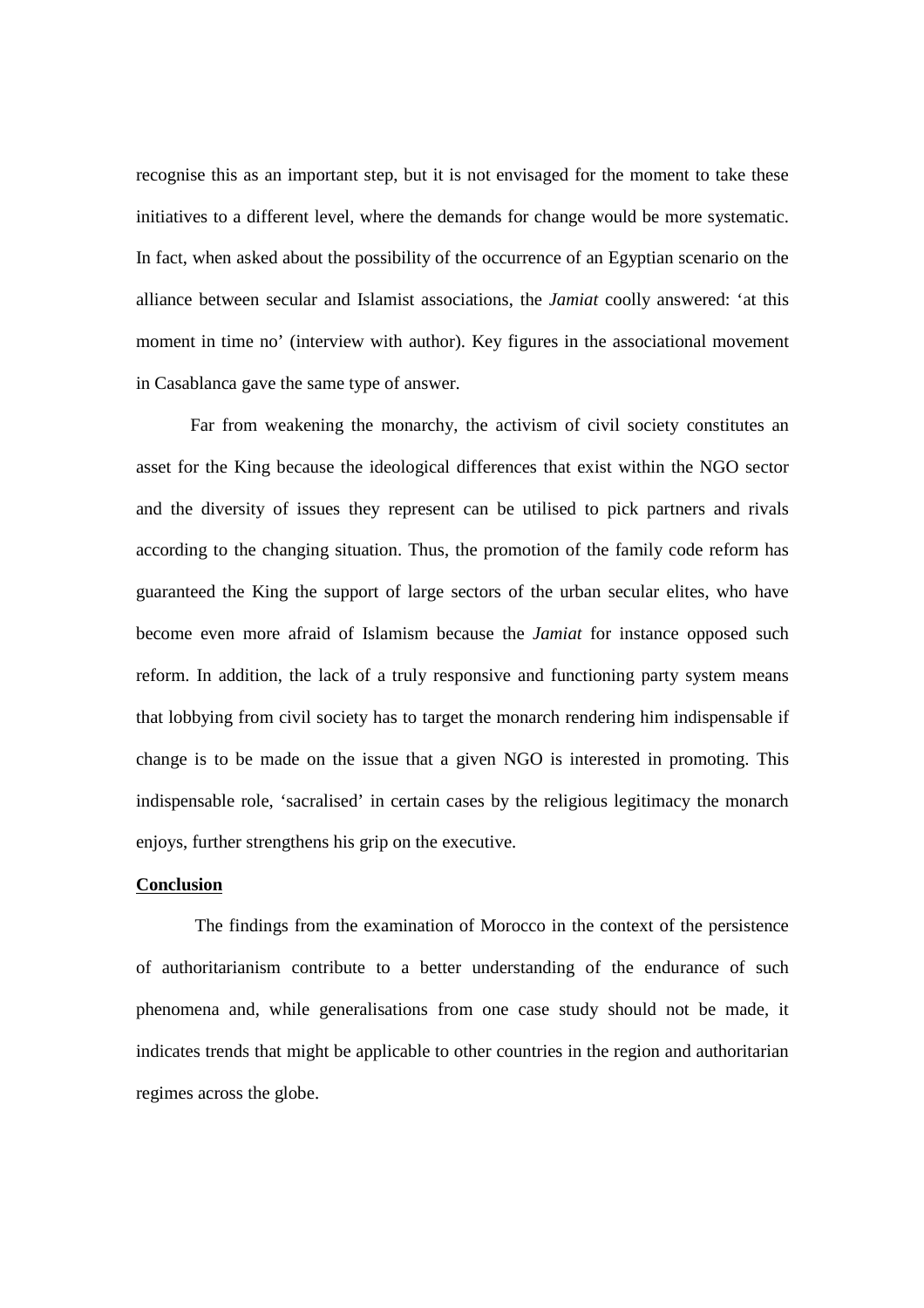recognise this as an important step, but it is not envisaged for the moment to take these initiatives to a different level, where the demands for change would be more systematic. In fact, when asked about the possibility of the occurrence of an Egyptian scenario on the alliance between secular and Islamist associations, the *Jamiat* coolly answered: 'at this moment in time no' (interview with author). Key figures in the associational movement in Casablanca gave the same type of answer.

Far from weakening the monarchy, the activism of civil society constitutes an asset for the King because the ideological differences that exist within the NGO sector and the diversity of issues they represent can be utilised to pick partners and rivals according to the changing situation. Thus, the promotion of the family code reform has guaranteed the King the support of large sectors of the urban secular elites, who have become even more afraid of Islamism because the *Jamiat* for instance opposed such reform. In addition, the lack of a truly responsive and functioning party system means that lobbying from civil society has to target the monarch rendering him indispensable if change is to be made on the issue that a given NGO is interested in promoting. This indispensable role, 'sacralised' in certain cases by the religious legitimacy the monarch enjoys, further strengthens his grip on the executive.

## Conclusion

The findings from the examination of Morocco in the context of the persistence of authoritarianism contribute to a better understanding of the endurance of such phenomena and, while generalisations from one case study should not be made, it indicates trends that might be applicable to other countries in the region and authoritarian regimes across the globe.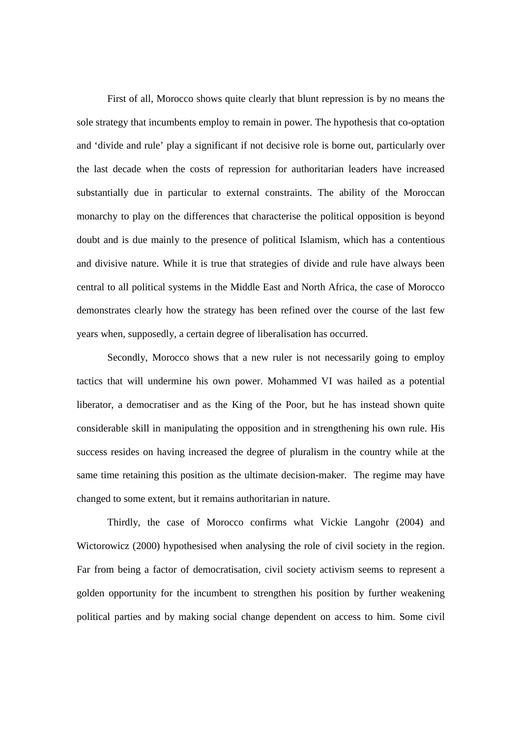First of all, Morocco shows quite clearly that blunt repression is by no means the sole strategy that incumbents employ to remain in power. The hypothesis that co-optation and 'divide and rule' play a significant if not decisive role is borne out, particularly over the last decade when the costs of repression for authoritarian leaders have increased substantially due in particular to external constraints. The ability of the Moroccan monarchy to play on the differences that characterise the political opposition is beyond doubt and is due mainly to the presence of political Islamism, which has a contentious and divisive nature. While it is true that strategies of divide and rule have always been central to all political systems in the Middle East and North Africa, the case of Morocco demonstrates clearly how the strategy has been refined over the course of the last few years when, supposedly, a certain degree of liberalisation has occurred.

Secondly, Morocco shows that a new ruler is not necessarily going to employ tactics that will undermine his own power. Mohammed VI was hailed as a potential liberator, a democratiser and as the King of the Poor, but he has instead shown quite considerable skill in manipulating the opposition and in strengthening his own rule. His success resides on having increased the degree of pluralism in the country while at the same time retaining this position as the ultimate decision-maker. The regime may have changed to some extent, but it remains authoritarian in nature.

Thirdly, the case of Morocco confirms what Vickie Langohr (2004) and Wictorowicz (2000) hypothesised when analysing the role of civil society in the region. Far from being a factor of democratisation, civil society activism seems to represent a golden opportunity for the incumbent to strengthen his position by further weakening political parties and by making social change dependent on access to him. Some civil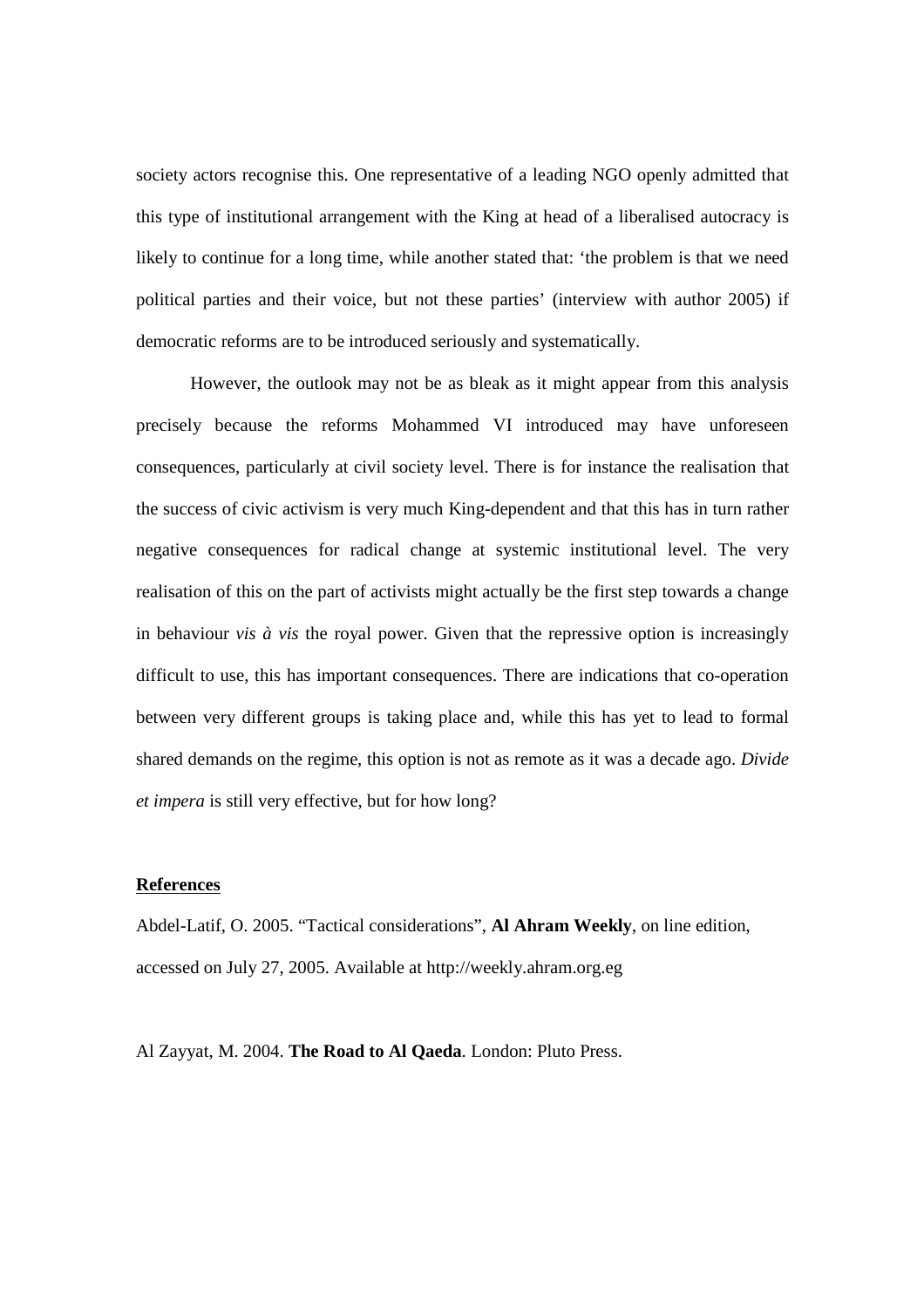society actors recognise this. One representative of a leading NGO openly admitted that this type of institutional arrangement with the King at head of a liberalised autocracy is likely to continue for a long time, while another stated that: 'the problem is that we need political parties and their voice, but not these parties' (interview with author 2005) if democratic reforms are to be introduced seriously and systematically.

However, the outlook may not be as bleak as it might appear from this analysis precisely because the reforms Mohammed VI introduced may have unforeseen consequences, particularly at civil society level. There is for instance the realisation that the success of civic activism is very much King-dependent and that this has in turn rather negative consequences for radical change at systemic institutional level. The very realisation of this on the part of activists might actually be the first step towards a change in behaviour *vis à vis* the royal power. Given that the repressive option is increasingly difficult to use, this has important consequences. There are indications that co-operation between very different groups is taking place and, while this has yet to lead to formal shared demands on the regime, this option is not as remote as it was a decade ago. *Divide et impera* is still very effective, but for how long?

## References

Abdel-Latif, O. 2005. "Tactical considerations", **Al Ahram Weekly**, on line edition, accessed on July 27, 2005. Available at http://weekly.ahram.org.eg

Al Zayyat, M. 2004. **The Road to Al Qaeda**. London: Pluto Press.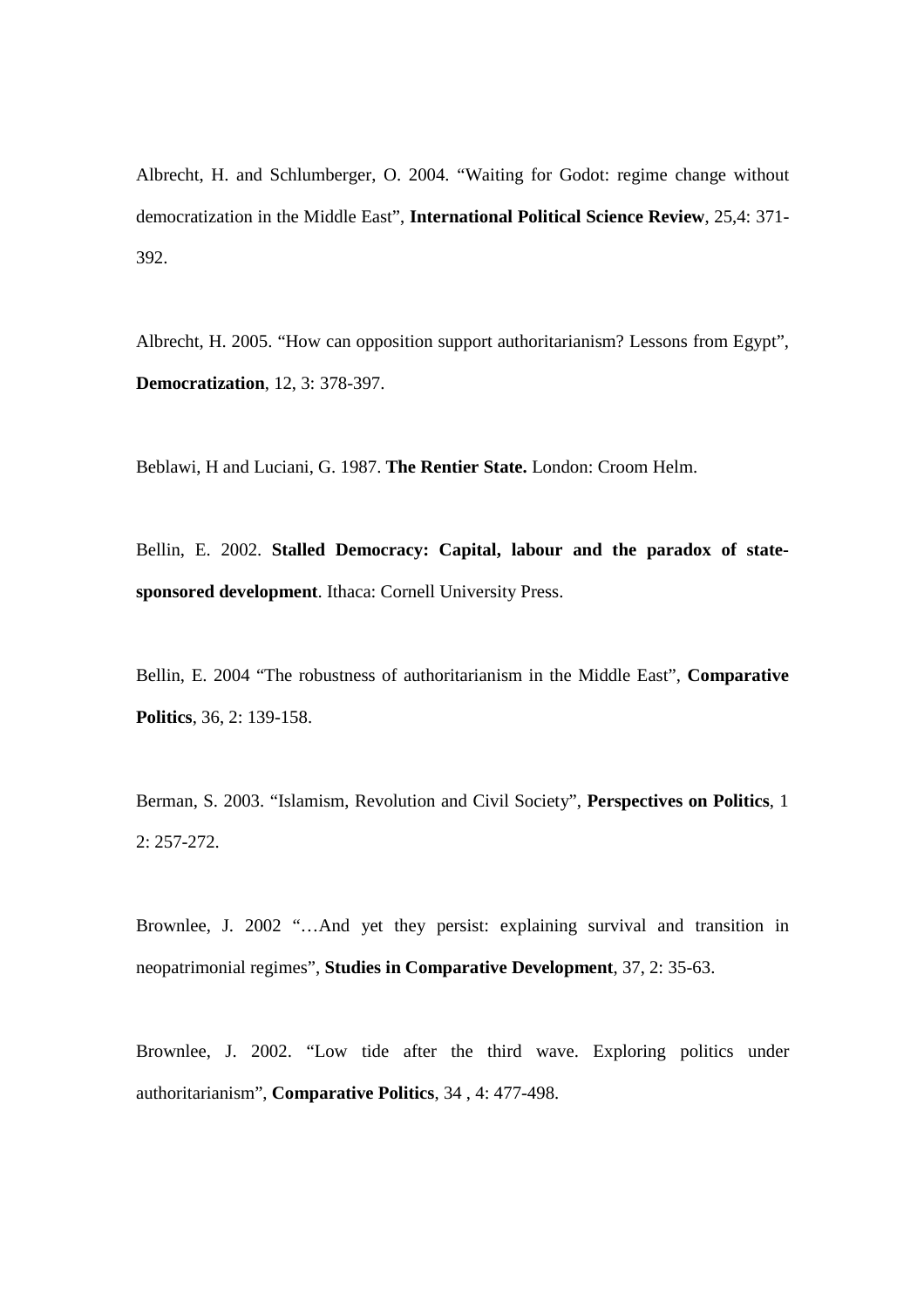Albrecht, H. and Schlumberger, O. 2004. "Waiting for Godot: regime change without democratization in the Middle East", **International Political Science Review**, 25,4: 371-392.

Albrecht, H. 2005. "How can opposition support authoritarianism? Lessons from Egypt", **Democratization**, 12, 3: 378-397.

Beblawi, H and Luciani, G. 1987. **The Rentier State.** London: Croom Helm.

Bellin, E. 2002. **Stalled Democracy: Capital, labour and the paradox of state-sponsored development**. Ithaca: Cornell University Press.

Bellin, E. 2004 "The robustness of authoritarianism in the Middle East", **Comparative Politics**, 36, 2: 139-158.

Berman, S. 2003. "Islamism, Revolution and Civil Society", **Perspectives on Politics**, 1 2: 257-272.

Brownlee, J. 2002 "…And yet they persist: explaining survival and transition in neopatrimonial regimes", **Studies in Comparative Development**, 37, 2: 35-63.

Brownlee, J. 2002. "Low tide after the third wave. Exploring politics under authoritarianism", **Comparative Politics**, 34 , 4: 477-498.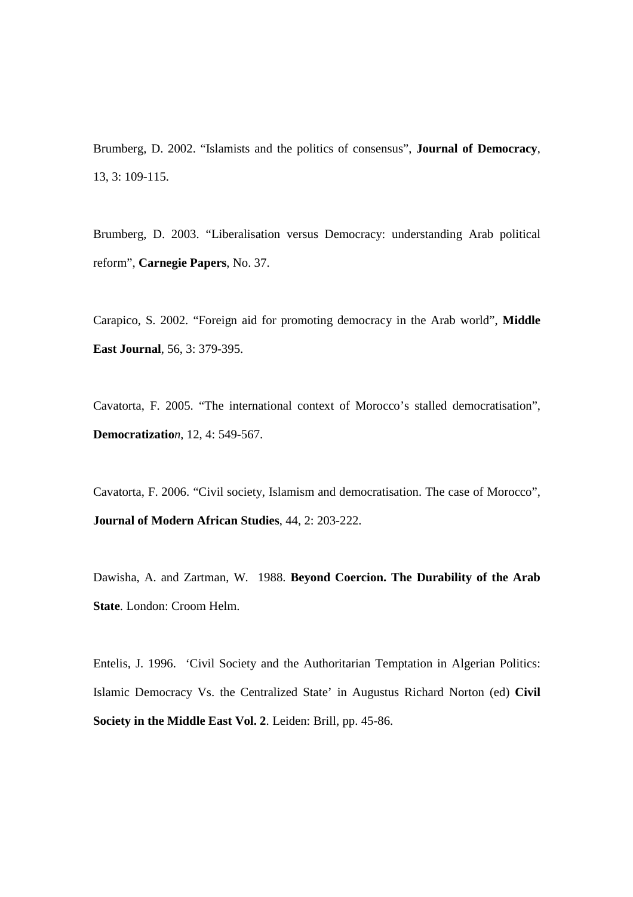Brumberg, D. 2002. “Islamists and the politics of consensus”, **Journal of Democracy**, 13, 3: 109-115.

Brumberg, D. 2003. “Liberalisation versus Democracy: understanding Arab political reform”, **Carnegie Papers**, No. 37.

Carapico, S. 2002. “Foreign aid for promoting democracy in the Arab world”, **Middle East Journal**, 56, 3: 379-395.

Cavatorta, F. 2005. “The international context of Morocco’s stalled democratisation”, **Democratizatio*n***, 12, 4: 549-567.

Cavatorta, F. 2006. “Civil society, Islamism and democratisation. The case of Morocco”, **Journal of Modern African Studies**, 44, 2: 203-222.

Dawisha, A. and Zartman, W. 1988. **Beyond Coercion. The Durability of the Arab State**. London: Croom Helm.

Entelis, J. 1996. ‘Civil Society and the Authoritarian Temptation in Algerian Politics: Islamic Democracy Vs. the Centralized State’ in Augustus Richard Norton (ed) **Civil Society in the Middle East Vol. 2**. Leiden: Brill, pp. 45-86.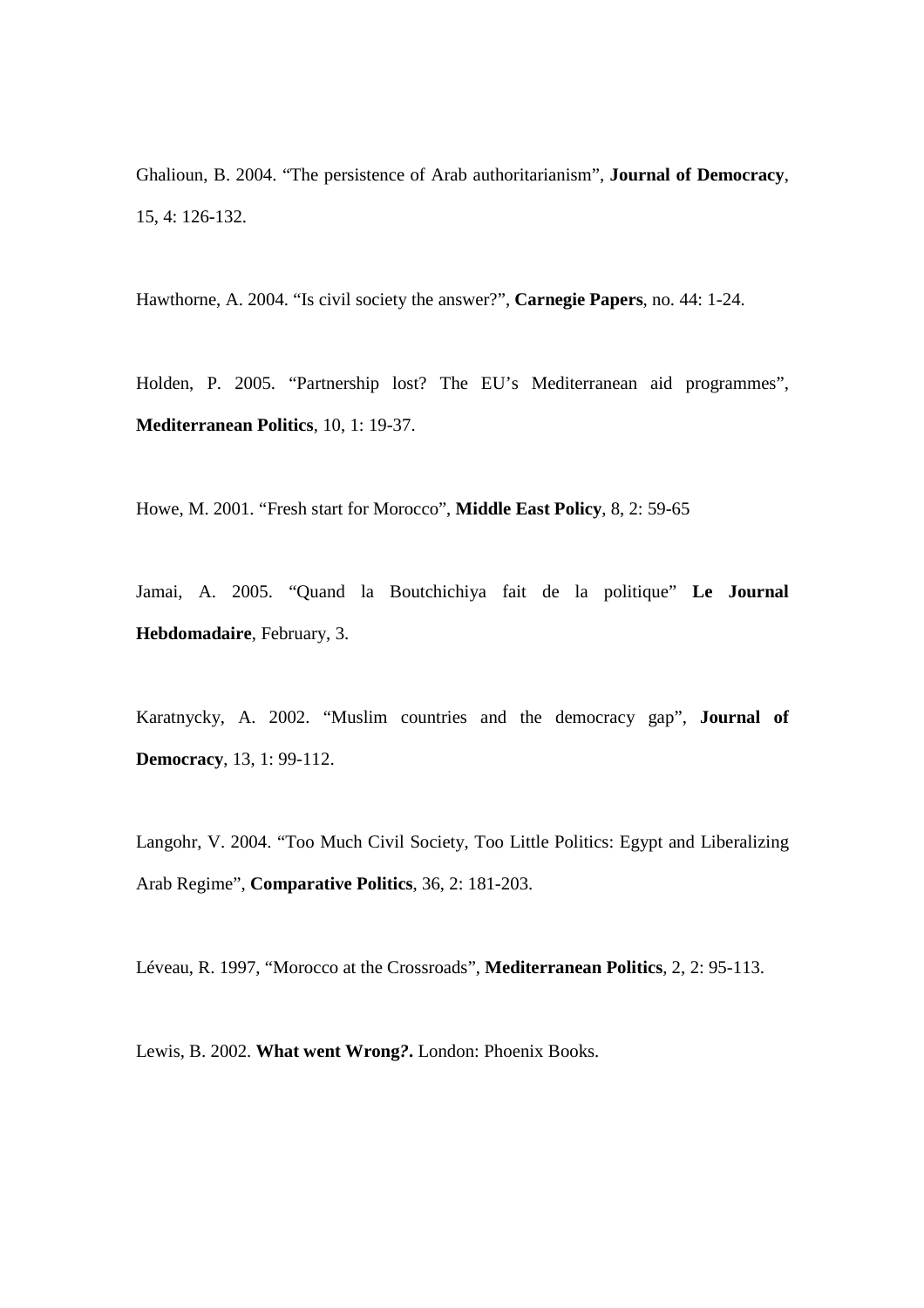Ghalioun, B. 2004. “The persistence of Arab authoritarianism”, **Journal of Democracy**, 15, 4: 126-132.

Hawthorne, A. 2004. “Is civil society the answer?”, **Carnegie Papers**, no. 44: 1-24.

Holden, P. 2005. “Partnership lost? The EU’s Mediterranean aid programmes”, **Mediterranean Politics**, 10, 1: 19-37.

Howe, M. 2001. “Fresh start for Morocco”, **Middle East Policy**, 8, 2: 59-65

Jamai, A. 2005. “Quand la Boutchichiya fait de la politique” **Le Journal Hebdomadaire**, February, 3.

Karatnycky, A. 2002. “Muslim countries and the democracy gap”, **Journal of Democracy**, 13, 1: 99-112.

Langohr, V. 2004. “Too Much Civil Society, Too Little Politics: Egypt and Liberalizing Arab Regime”, **Comparative Politics**, 36, 2: 181-203.

Léveau, R. 1997, “Morocco at the Crossroads”, **Mediterranean Politics**, 2, 2: 95-113.

Lewis, B. 2002. **What went Wrong?.** London: Phoenix Books.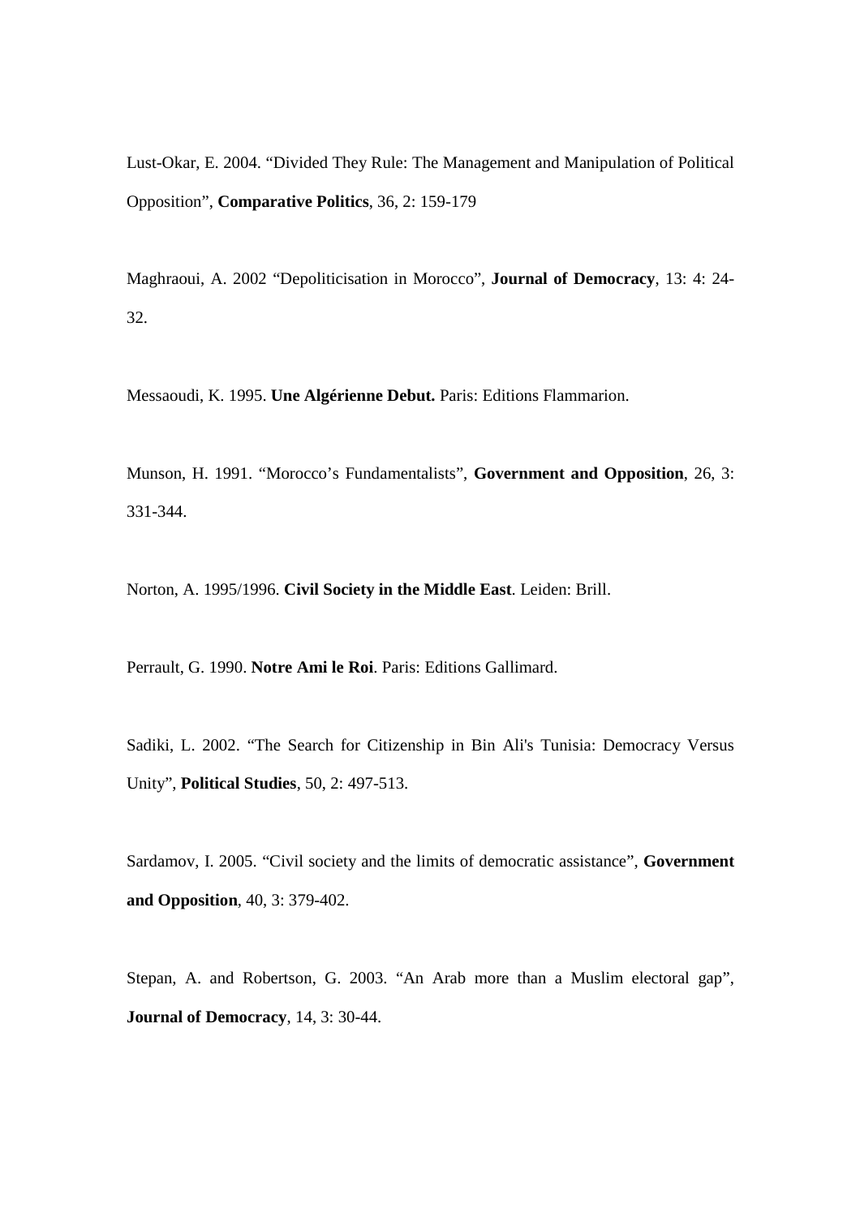Lust-Okar, E. 2004. “Divided They Rule: The Management and Manipulation of Political Opposition”, **Comparative Politics**, 36, 2: 159-179

Maghraoui, A. 2002 “Depoliticisation in Morocco”, **Journal of Democracy**, 13: 4: 24-32.

Messaoudi, K. 1995. **Une Algérienne Debut.** Paris: Editions Flammarion.

Munson, H. 1991. “Morocco’s Fundamentalists”, **Government and Opposition**, 26, 3: 331-344.

Norton, A. 1995/1996. **Civil Society in the Middle East**. Leiden: Brill.

Perrault, G. 1990. **Notre Ami le Roi**. Paris: Editions Gallimard.

Sadiki, L. 2002. “The Search for Citizenship in Bin Ali's Tunisia: Democracy Versus Unity”, **Political Studies**, 50, 2: 497-513.

Sardamov, I. 2005. “Civil society and the limits of democratic assistance”, **Government and Opposition**, 40, 3: 379-402.

Stepan, A. and Robertson, G. 2003. “An Arab more than a Muslim electoral gap”, **Journal of Democracy**, 14, 3: 30-44.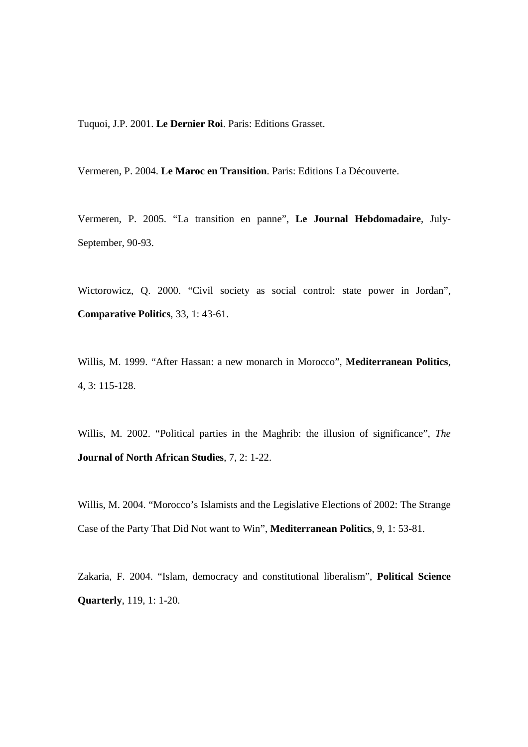Tuquoi, J.P. 2001. **Le Dernier Roi**. Paris: Editions Grasset.

Vermeren, P. 2004. **Le Maroc en Transition**. Paris: Editions La Découverte.

Vermeren, P. 2005. "La transition en panne", **Le Journal Hebdomadaire**, July-September, 90-93.

Wictorowicz, Q. 2000. "Civil society as social control: state power in Jordan", **Comparative Politics**, 33, 1: 43-61.

Willis, M. 1999. "After Hassan: a new monarch in Morocco", **Mediterranean Politics**, 4, 3: 115-128.

Willis, M. 2002. "Political parties in the Maghrib: the illusion of significance", *The* **Journal of North African Studies**, 7, 2: 1-22.

Willis, M. 2004. "Morocco's Islamists and the Legislative Elections of 2002: The Strange Case of the Party That Did Not want to Win", **Mediterranean Politics**, 9, 1: 53-81.

Zakaria, F. 2004. "Islam, democracy and constitutional liberalism", **Political Science Quarterly**, 119, 1: 1-20.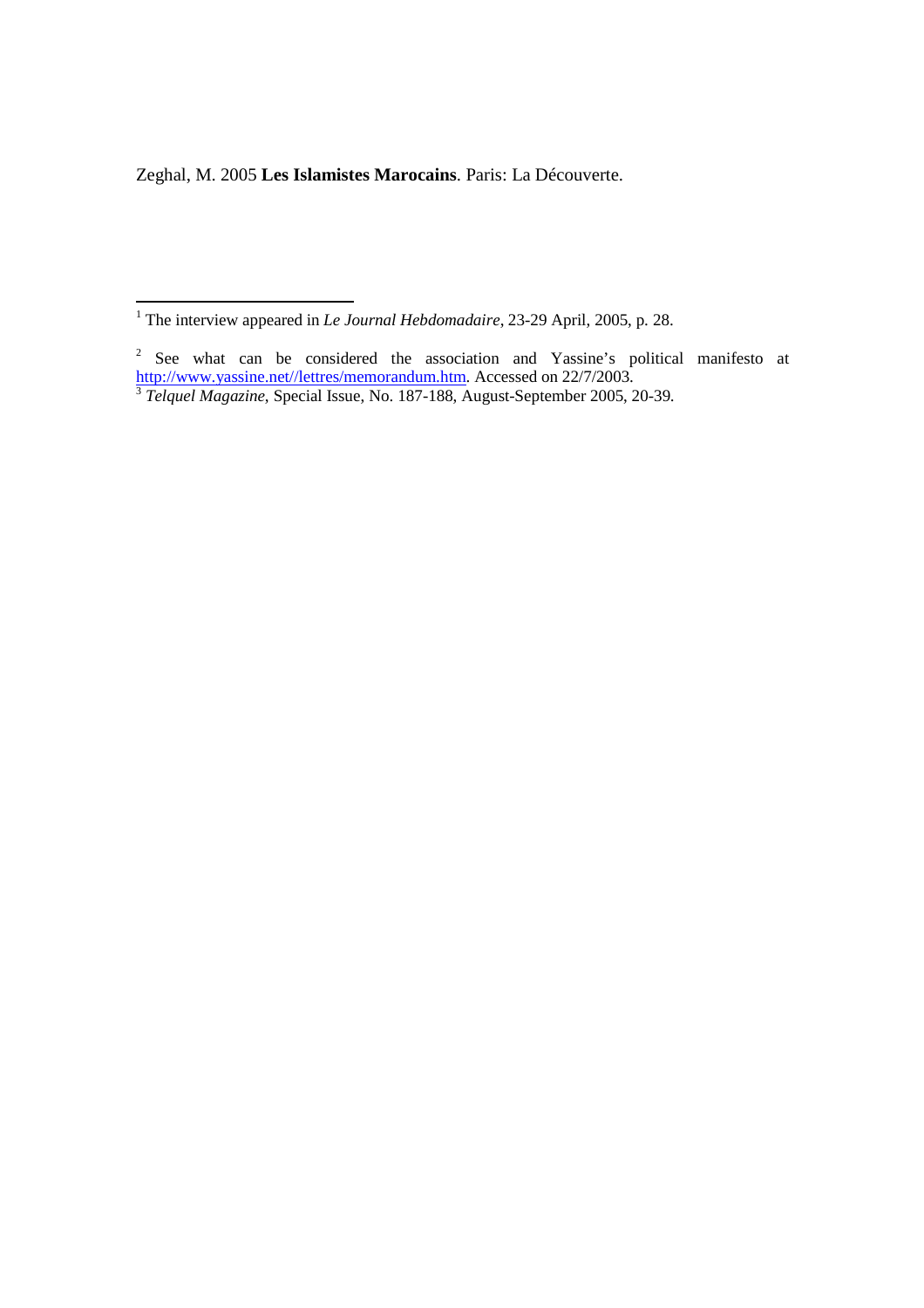Zeghal, M. 2005 **Les Islamistes Marocains**. Paris: La Découverte.

---

[1] The interview appeared in *Le Journal Hebdomadaire*, 23-29 April, 2005, p. 28.

[2] See what can be considered the association and Yassine's political manifesto at http://www.yassine.net//lettres/memorandum.htm. Accessed on 22/7/2003.

[3] *Telquel Magazine*, Special Issue, No. 187-188, August-September 2005, 20-39.